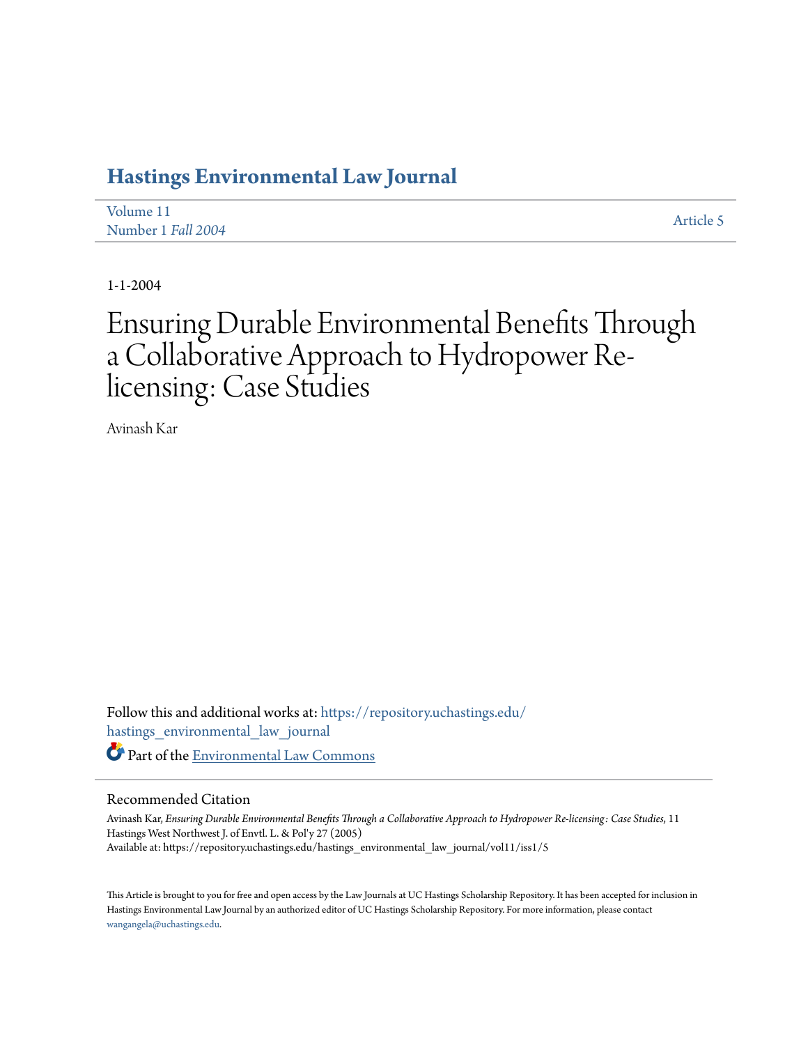# Hastings Environmental Law Journal

Volume 11
Number 1 *Fall 2004*

Article 5

1-1-2004

# Ensuring Durable Environmental Benefits Through a Collaborative Approach to Hydropower Re-licensing: Case Studies

Avinash Kar

Follow this and additional works at: https://repository.uchastings.edu/hastings_environmental_law_journal

Part of the Environmental Law Commons

## Recommended Citation

Avinash Kar, *Ensuring Durable Environmental Benefits Through a Collaborative Approach to Hydropower Re-licensing : Case Studies*, 11 Hastings West Northwest J. of Envtl. L. & Pol'y 27 (2005)
Available at: https://repository.uchastings.edu/hastings_environmental_law_journal/vol11/iss1/5

This Article is brought to you for free and open access by the Law Journals at UC Hastings Scholarship Repository. It has been accepted for inclusion in Hastings Environmental Law Journal by an authorized editor of UC Hastings Scholarship Repository. For more information, please contact wangangela@uchastings.edu.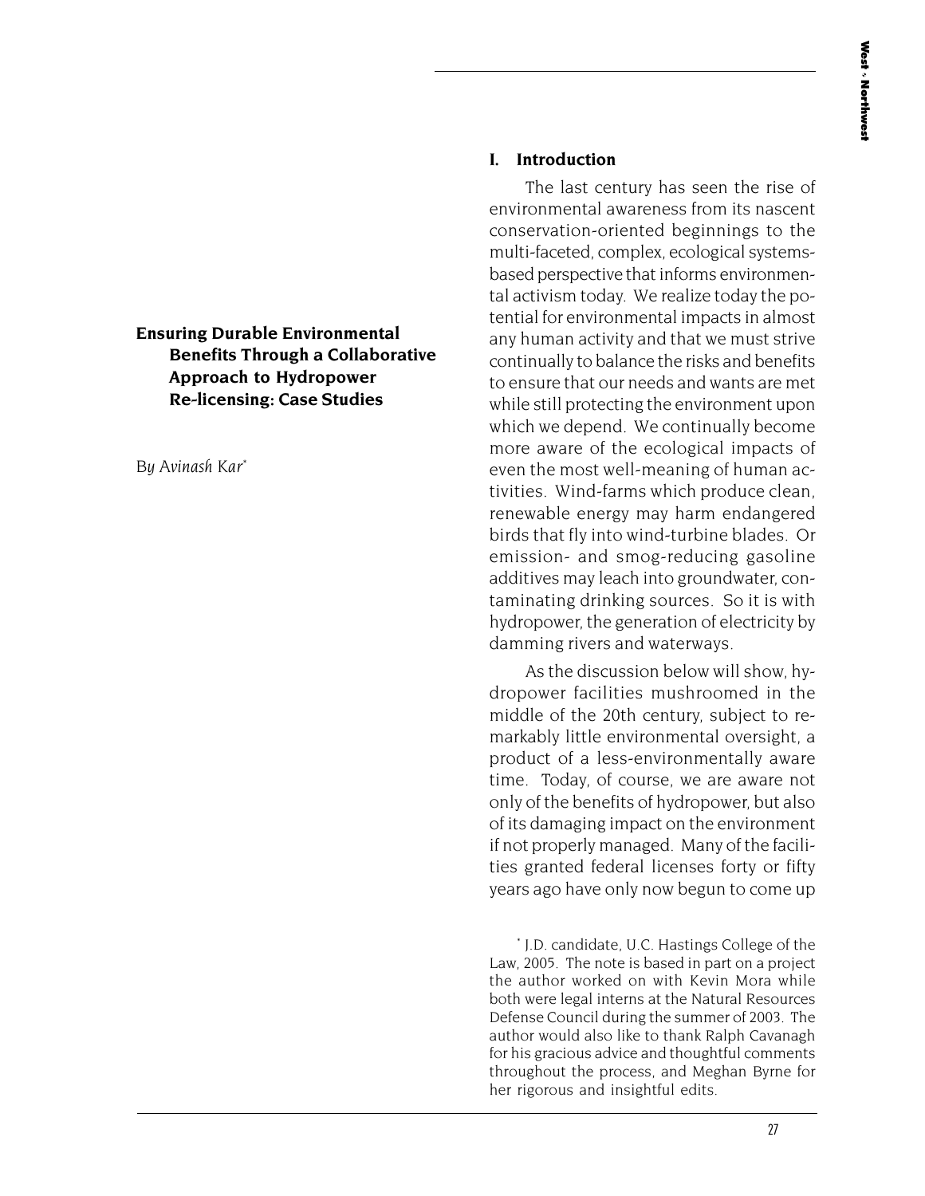# Ensuring Durable Environmental Benefits Through a Collaborative Approach to Hydropower Re-licensing: Case Studies

*By Avinash Kar*[*]

## I. Introduction

The last century has seen the rise of environmental awareness from its nascent conservation-oriented beginnings to the multi-faceted, complex, ecological systems-based perspective that informs environmental activism today. We realize today the potential for environmental impacts in almost any human activity and that we must strive continually to balance the risks and benefits to ensure that our needs and wants are met while still protecting the environment upon which we depend. We continually become more aware of the ecological impacts of even the most well-meaning of human activities. Wind-farms which produce clean, renewable energy may harm endangered birds that fly into wind-turbine blades. Or emission- and smog-reducing gasoline additives may leach into groundwater, contaminating drinking sources. So it is with hydropower, the generation of electricity by damming rivers and waterways.

As the discussion below will show, hydropower facilities mushroomed in the middle of the 20th century, subject to remarkably little environmental oversight, a product of a less-environmentally aware time. Today, of course, we are aware not only of the benefits of hydropower, but also of its damaging impact on the environment if not properly managed. Many of the facilities granted federal licenses forty or fifty years ago have only now begun to come up

[*] J.D. candidate, U.C. Hastings College of the Law, 2005. The note is based in part on a project the author worked on with Kevin Mora while both were legal interns at the Natural Resources Defense Council during the summer of 2003. The author would also like to thank Ralph Cavanagh for his gracious advice and thoughtful comments throughout the process, and Meghan Byrne for her rigorous and insightful edits.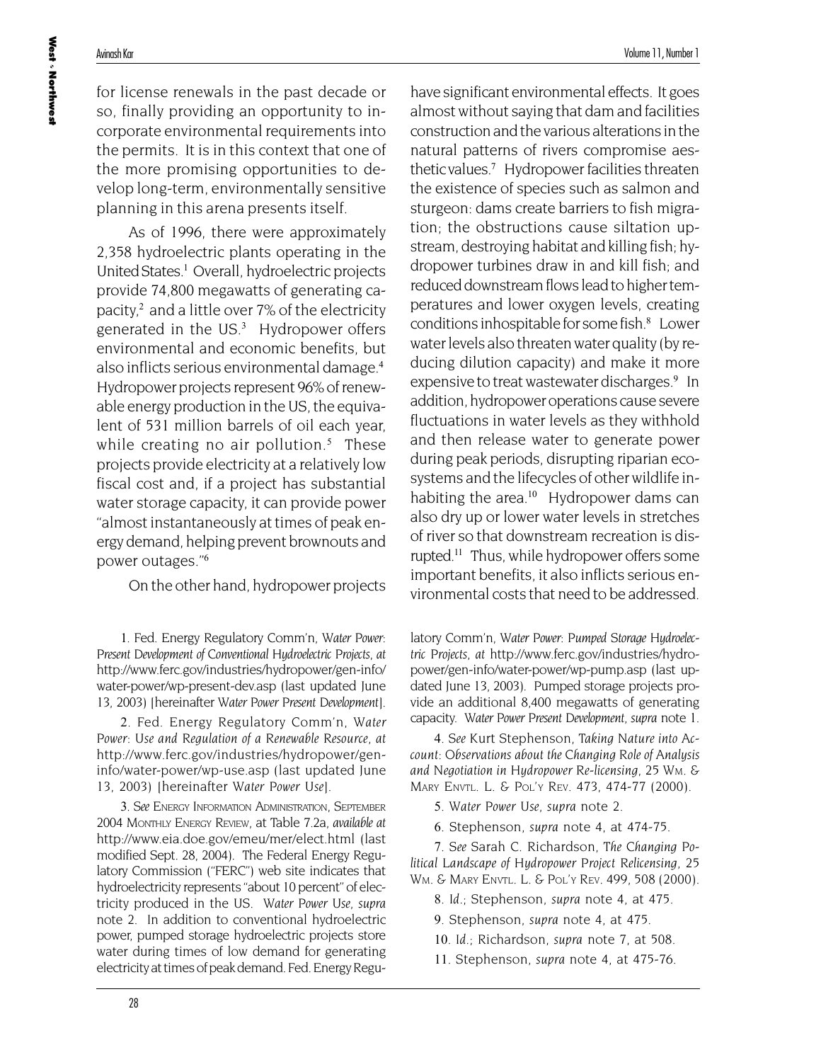for license renewals in the past decade or so, finally providing an opportunity to incorporate environmental requirements into the permits. It is in this context that one of the more promising opportunities to develop long-term, environmentally sensitive planning in this arena presents itself.

As of 1996, there were approximately 2,358 hydroelectric plants operating in the United States.[1] Overall, hydroelectric projects provide 74,800 megawatts of generating capacity,[2] and a little over 7% of the electricity generated in the US.[3] Hydropower offers environmental and economic benefits, but also inflicts serious environmental damage.[4] Hydropower projects represent 96% of renewable energy production in the US, the equivalent of 531 million barrels of oil each year, while creating no air pollution.[5] These projects provide electricity at a relatively low fiscal cost and, if a project has substantial water storage capacity, it can provide power "almost instantaneously at times of peak energy demand, helping prevent brownouts and power outages."[6]

On the other hand, hydropower projects have significant environmental effects. It goes almost without saying that dam and facilities construction and the various alterations in the natural patterns of rivers compromise aesthetic values.[7] Hydropower facilities threaten the existence of species such as salmon and sturgeon: dams create barriers to fish migration; the obstructions cause siltation upstream, destroying habitat and killing fish; hydropower turbines draw in and kill fish; and reduced downstream flows lead to higher temperatures and lower oxygen levels, creating conditions inhospitable for some fish.[8] Lower water levels also threaten water quality (by reducing dilution capacity) and make it more expensive to treat wastewater discharges.[9] In addition, hydropower operations cause severe fluctuations in water levels as they withhold and then release water to generate power during peak periods, disrupting riparian ecosystems and the lifecycles of other wildlife inhabiting the area.[10] Hydropower dams can also dry up or lower water levels in stretches of river so that downstream recreation is disrupted.[11] Thus, while hydropower offers some important benefits, it also inflicts serious environmental costs that need to be addressed.

---

1. Fed. Energy Regulatory Comm'n, *Water Power: Present Development of Conventional Hydroelectric Projects*, *at* http://www.ferc.gov/industries/hydropower/gen-info/water-power/wp-present-dev.asp (last updated June 13, 2003) [hereinafter *Water Power Present Development*].

2. Fed. Energy Regulatory Comm'n, *Water Power: Use and Regulation of a Renewable Resource*, *at* http://www.ferc.gov/industries/hydropower/gen-info/water-power/wp-use.asp (last updated June 13, 2003) [hereinafter *Water Power Use*].

3. *See* Energy Information Administration, September 2004 Monthly Energy Review, at Table 7.2a, *available at* http://www.eia.doe.gov/emeu/mer/elect.html (last modified Sept. 28, 2004). The Federal Energy Regulatory Commission ("FERC") web site indicates that hydroelectricity represents "about 10 percent" of electricity produced in the US. *Water Power Use*, *supra* note 2. In addition to conventional hydroelectric power, pumped storage hydroelectric projects store water during times of low demand for generating electricity at times of peak demand. Fed. Energy Regulatory Comm'n, *Water Power: Pumped Storage Hydroelectric Projects*, *at* http://www.ferc.gov/industries/hydropower/gen-info/water-power/wp-pump.asp (last updated June 13, 2003). Pumped storage projects provide an additional 8,400 megawatts of generating capacity. *Water Power Present Development*, *supra* note 1.

4. *See* Kurt Stephenson, *Taking Nature into Account: Observations about the Changing Role of Analysis and Negotiation in Hydropower Re-licensing*, 25 Wm. & Mary Envtl. L. & Pol'y Rev. 473, 474-77 (2000).

5. *Water Power Use*, *supra* note 2.

6. Stephenson, *supra* note 4, at 474-75.

7. *See* Sarah C. Richardson, *The Changing Political Landscape of Hydropower Project Relicensing*, 25 Wm. & Mary Envtl. L. & Pol'y Rev. 499, 508 (2000).

8. *Id.*; Stephenson, *supra* note 4, at 475.

9. Stephenson, *supra* note 4, at 475.

10. *Id.*; Richardson, *supra* note 7, at 508.

11. Stephenson, *supra* note 4, at 475-76.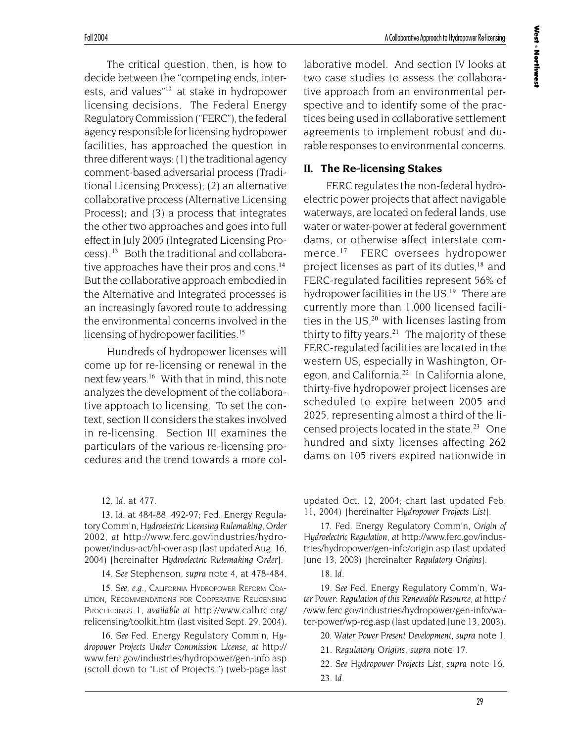The critical question, then, is how to decide between the "competing ends, interests, and values"[12] at stake in hydropower licensing decisions. The Federal Energy Regulatory Commission ("FERC"), the federal agency responsible for licensing hydropower facilities, has approached the question in three different ways: (1) the traditional agency comment-based adversarial process (Traditional Licensing Process); (2) an alternative collaborative process (Alternative Licensing Process); and (3) a process that integrates the other two approaches and goes into full effect in July 2005 (Integrated Licensing Process).[13] Both the traditional and collaborative approaches have their pros and cons.[14] But the collaborative approach embodied in the Alternative and Integrated processes is an increasingly favored route to addressing the environmental concerns involved in the licensing of hydropower facilities.[15]

Hundreds of hydropower licenses will come up for re-licensing or renewal in the next few years.[16] With that in mind, this note analyzes the development of the collaborative approach to licensing. To set the context, section II considers the stakes involved in re-licensing. Section III examines the particulars of the various re-licensing procedures and the trend towards a more collaborative model. And section IV looks at two case studies to assess the collaborative approach from an environmental perspective and to identify some of the practices being used in collaborative settlement agreements to implement robust and durable responses to environmental concerns.

## II. The Re-licensing Stakes

FERC regulates the non-federal hydroelectric power projects that affect navigable waterways, are located on federal lands, use water or water-power at federal government dams, or otherwise affect interstate commerce.[17] FERC oversees hydropower project licenses as part of its duties,[18] and FERC-regulated facilities represent 56% of hydropower facilities in the US.[19] There are currently more than 1,000 licensed facilities in the US,[20] with licenses lasting from thirty to fifty years.[21] The majority of these FERC-regulated facilities are located in the western US, especially in Washington, Oregon, and California.[22] In California alone, thirty-five hydropower project licenses are scheduled to expire between 2005 and 2025, representing almost a third of the licensed projects located in the state.[23] One hundred and sixty licenses affecting 262 dams on 105 rivers expired nationwide in

12. *Id.* at 477.

13. *Id.* at 484-88, 492-97; Fed. Energy Regulatory Comm'n, *Hydroelectric Licensing Rulemaking, Order* 2002, *at* http://www.ferc.gov/industries/hydropower/indus-act/hl-over.asp (last updated Aug. 16, 2004) [hereinafter *Hydroelectric Rulemaking Order*].

14. *See* Stephenson, *supra* note 4, at 478-484.

15. *See, e.g.*, CALIFORNIA HYDROPOWER REFORM COALITION, RECOMMENDATIONS FOR COOPERATIVE RELICENSING PROCEEDINGS 1, *available at* http://www.calhrc.org/relicensing/toolkit.htm (last visited Sept. 29, 2004).

16. *See* Fed. Energy Regulatory Comm'n, *Hydropower Projects Under Commission License, at* http://www.ferc.gov/industries/hydropower/gen-info.asp (scroll down to "List of Projects.") (web-page last updated Oct. 12, 2004; chart last updated Feb. 11, 2004) [hereinafter *Hydropower Projects List*].

17. Fed. Energy Regulatory Comm'n, *Origin of Hydroelectric Regulation, at* http://www.ferc.gov/industries/hydropower/gen-info/origin.asp (last updated June 13, 2003) [hereinafter *Regulatory Origins*].

18. *Id.*

19. *See* Fed. Energy Regulatory Comm'n, *Water Power: Regulation of this Renewable Resource, at* http://www.ferc.gov/industries/hydropower/gen-info/water-power/wp-reg.asp (last updated June 13, 2003).

20. *Water Power Present Development*, *supra* note 1.

21. *Regulatory Origins*, *supra* note 17.

22. *See Hydropower Projects List*, *supra* note 16.

23. *Id.*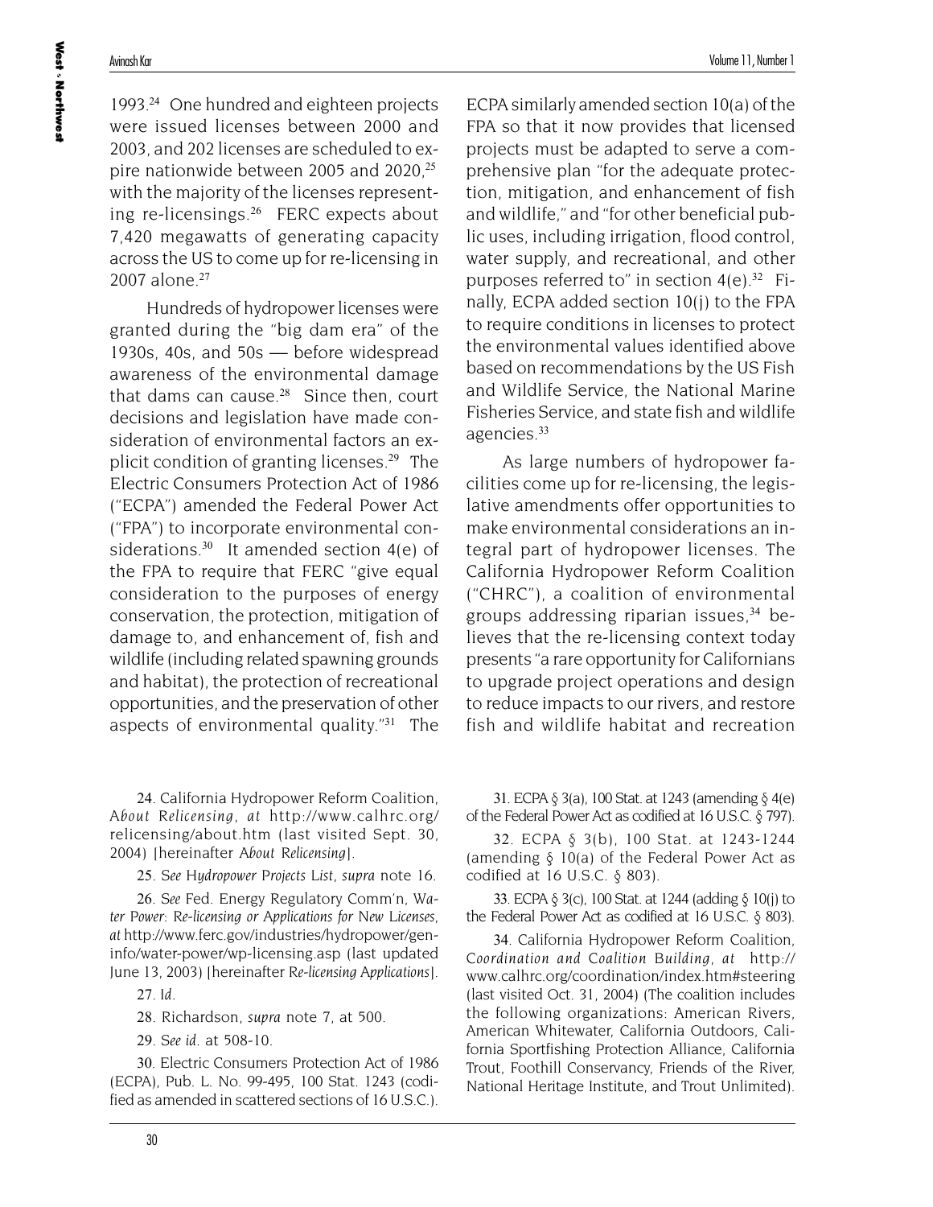1993.[24] One hundred and eighteen projects were issued licenses between 2000 and 2003, and 202 licenses are scheduled to expire nationwide between 2005 and 2020,[25] with the majority of the licenses representing re-licensings.[26] FERC expects about 7,420 megawatts of generating capacity across the US to come up for re-licensing in 2007 alone.[27]

Hundreds of hydropower licenses were granted during the "big dam era" of the 1930s, 40s, and 50s — before widespread awareness of the environmental damage that dams can cause.[28] Since then, court decisions and legislation have made consideration of environmental factors an explicit condition of granting licenses.[29] The Electric Consumers Protection Act of 1986 ("ECPA") amended the Federal Power Act ("FPA") to incorporate environmental considerations.[30] It amended section 4(e) of the FPA to require that FERC "give equal consideration to the purposes of energy conservation, the protection, mitigation of damage to, and enhancement of, fish and wildlife (including related spawning grounds and habitat), the protection of recreational opportunities, and the preservation of other aspects of environmental quality."[31] The ECPA similarly amended section 10(a) of the FPA so that it now provides that licensed projects must be adapted to serve a comprehensive plan "for the adequate protection, mitigation, and enhancement of fish and wildlife," and "for other beneficial public uses, including irrigation, flood control, water supply, and recreational, and other purposes referred to" in section 4(e).[32] Finally, ECPA added section 10(j) to the FPA to require conditions in licenses to protect the environmental values identified above based on recommendations by the US Fish and Wildlife Service, the National Marine Fisheries Service, and state fish and wildlife agencies.[33]

As large numbers of hydropower facilities come up for re-licensing, the legislative amendments offer opportunities to make environmental considerations an integral part of hydropower licenses. The California Hydropower Reform Coalition ("CHRC"), a coalition of environmental groups addressing riparian issues,[34] believes that the re-licensing context today presents "a rare opportunity for Californians to upgrade project operations and design to reduce impacts to our rivers, and restore fish and wildlife habitat and recreation

---

24. California Hydropower Reform Coalition, *About Relicensing*, *at* http://www.calhrc.org/relicensing/about.htm (last visited Sept. 30, 2004) [hereinafter *About Relicensing*].

25. *See Hydropower Projects List*, *supra* note 16.

26. *See* Fed. Energy Regulatory Comm'n, *Water Power: Re-licensing or Applications for New Licenses*, *at* http://www.ferc.gov/industries/hydropower/gen-info/water-power/wp-licensing.asp (last updated June 13, 2003) [hereinafter *Re-licensing Applications*].

27. *Id.*

28. Richardson, *supra* note 7, at 500.

29. *See id.* at 508-10.

30. Electric Consumers Protection Act of 1986 (ECPA), Pub. L. No. 99-495, 100 Stat. 1243 (codified as amended in scattered sections of 16 U.S.C.).

31. ECPA § 3(a), 100 Stat. at 1243 (amending § 4(e) of the Federal Power Act as codified at 16 U.S.C. § 797).

32. ECPA § 3(b), 100 Stat. at 1243-1244 (amending § 10(a) of the Federal Power Act as codified at 16 U.S.C. § 803).

33. ECPA § 3(c), 100 Stat. at 1244 (adding § 10(j) to the Federal Power Act as codified at 16 U.S.C. § 803).

34. California Hydropower Reform Coalition, *Coordination and Coalition Building*, *at* http://www.calhrc.org/coordination/index.htm#steering (last visited Oct. 31, 2004) (The coalition includes the following organizations: American Rivers, American Whitewater, California Outdoors, California Sportfishing Protection Alliance, California Trout, Foothill Conservancy, Friends of the River, National Heritage Institute, and Trout Unlimited).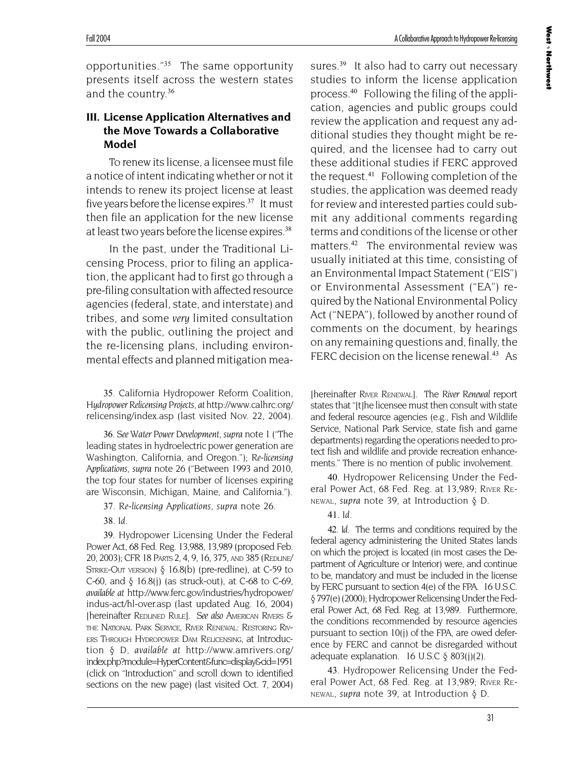opportunities."[35] The same opportunity presents itself across the western states and the country.[36]

## III. License Application Alternatives and the Move Towards a Collaborative Model

To renew its license, a licensee must file a notice of intent indicating whether or not it intends to renew its project license at least five years before the license expires.[37] It must then file an application for the new license at least two years before the license expires.[38]

In the past, under the Traditional Licensing Process, prior to filing an application, the applicant had to first go through a pre-filing consultation with affected resource agencies (federal, state, and interstate) and tribes, and some *very* limited consultation with the public, outlining the project and the re-licensing plans, including environmental effects and planned mitigation measures.[39] It also had to carry out necessary studies to inform the license application process.[40] Following the filing of the application, agencies and public groups could review the application and request any additional studies they thought might be required, and the licensee had to carry out these additional studies if FERC approved the request.[41] Following completion of the studies, the application was deemed ready for review and interested parties could submit any additional comments regarding terms and conditions of the license or other matters.[42] The environmental review was usually initiated at this time, consisting of an Environmental Impact Statement ("EIS") or Environmental Assessment ("EA") required by the National Environmental Policy Act ("NEPA"), followed by another round of comments on the document, by hearings on any remaining questions and, finally, the FERC decision on the license renewal.[43] As

---

35. California Hydropower Reform Coalition, *Hydropower Relicensing Projects*, *at* http://www.calhrc.org/relicensing/index.asp (last visited Nov. 22, 2004).

36. *See Water Power Development*, *supra* note 1 ("The leading states in hydroelectric power generation are Washington, California, and Oregon."); *Re-licensing Applications*, *supra* note 26 ("Between 1993 and 2010, the top four states for number of licenses expiring are Wisconsin, Michigan, Maine, and California.").

37. *Re-licensing Applications*, *supra* note 26.

38. *Id.*

39. Hydropower Licensing Under the Federal Power Act, 68 Fed. Reg. 13,988, 13,989 (proposed Feb. 20, 2003); CFR 18 Parts 2, 4, 9, 16, 375, and 385 (Redline/Strike-Out version) § 16.8(b) (pre-redline), at C-59 to C-60, and § 16.8(j) (as struck-out), at C-68 to C-69, *available at* http://www.ferc.gov/industries/hydropower/indus-act/hl-over.asp (last updated Aug. 16, 2004) [hereinafter Redlined Rule]. *See also* American Rivers & the National Park Service, River Renewal: Restoring Rivers Through Hydropower Dam Relicensing, at Introduction § D, *available at* http://www.amrivers.org/index.php?module=HyperContent&func=display&cid=1951 (click on "Introduction" and scroll down to identified sections on the new page) (last visited Oct. 7, 2004) [hereinafter River Renewal]. The *River Renewal* report states that "[t]he licensee must then consult with state and federal resource agencies (e.g., Fish and Wildlife Service, National Park Service, state fish and game departments) regarding the operations needed to protect fish and wildlife and provide recreation enhancements." There is no mention of public involvement.

40. Hydropower Relicensing Under the Federal Power Act, 68 Fed. Reg. at 13,989; River Renewal, *supra* note 39, at Introduction § D.

41. *Id.*

42. *Id.* The terms and conditions required by the federal agency administering the United States lands on which the project is located (in most cases the Department of Agriculture or Interior) were, and continue to be, mandatory and must be included in the license by FERC pursuant to section 4(e) of the FPA. 16 U.S.C. § 797(e) (2000); Hydropower Relicensing Under the Federal Power Act, 68 Fed. Reg. at 13,989. Furthermore, the conditions recommended by resource agencies pursuant to section 10(j) of the FPA, are owed deference by FERC and cannot be disregarded without adequate explanation. 16 U.S.C § 803(j)(2).

43. Hydropower Relicensing Under the Federal Power Act, 68 Fed. Reg. at 13,989; River Renewal, *supra* note 39, at Introduction § D.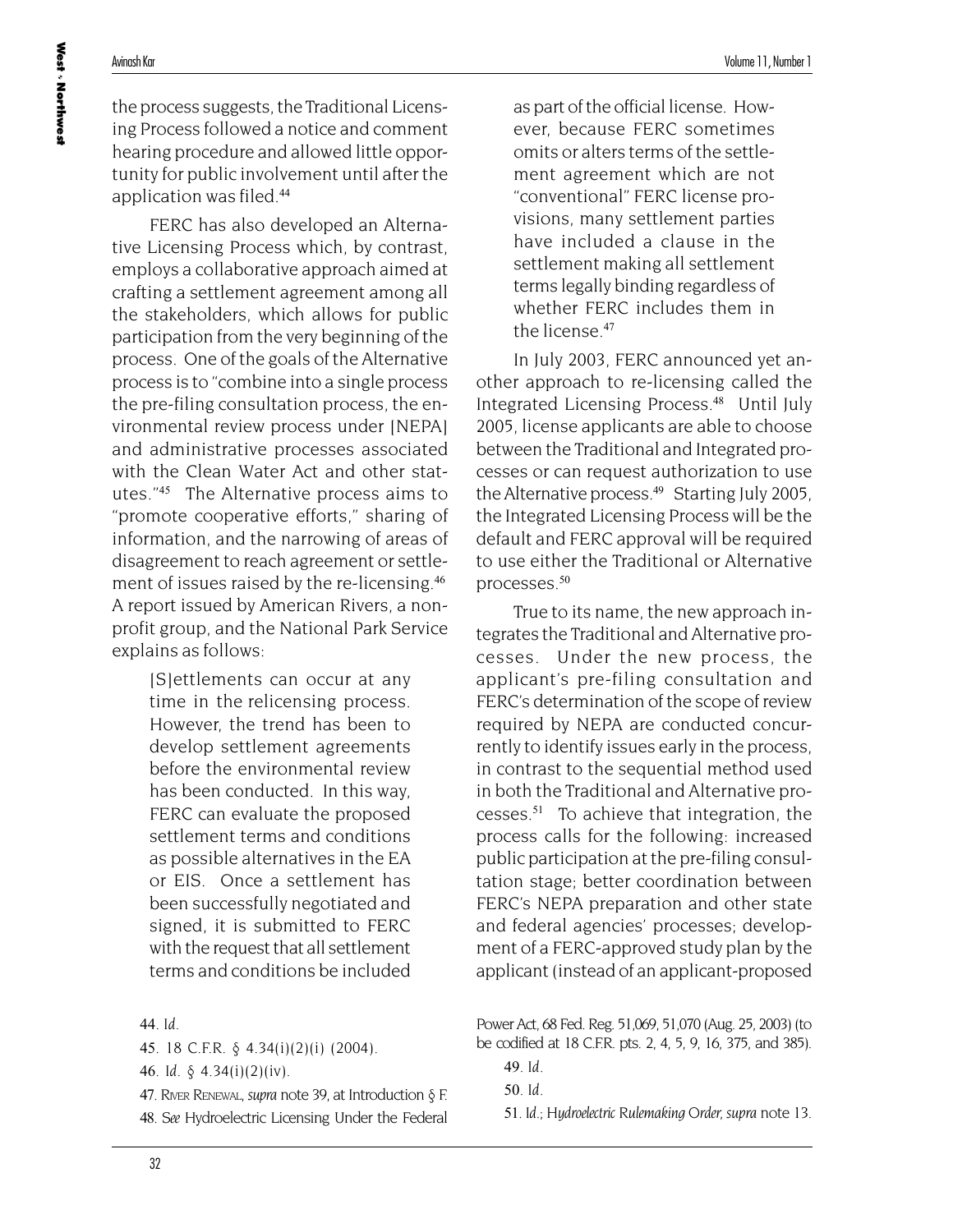the process suggests, the Traditional Licensing Process followed a notice and comment hearing procedure and allowed little opportunity for public involvement until after the application was filed.[44]

FERC has also developed an Alternative Licensing Process which, by contrast, employs a collaborative approach aimed at crafting a settlement agreement among all the stakeholders, which allows for public participation from the very beginning of the process. One of the goals of the Alternative process is to "combine into a single process the pre-filing consultation process, the environmental review process under [NEPA] and administrative processes associated with the Clean Water Act and other statutes."[45] The Alternative process aims to "promote cooperative efforts," sharing of information, and the narrowing of areas of disagreement to reach agreement or settlement of issues raised by the re-licensing.[46] A report issued by American Rivers, a non-profit group, and the National Park Service explains as follows:

> [S]ettlements can occur at any time in the relicensing process. However, the trend has been to develop settlement agreements before the environmental review has been conducted. In this way, FERC can evaluate the proposed settlement terms and conditions as possible alternatives in the EA or EIS. Once a settlement has been successfully negotiated and signed, it is submitted to FERC with the request that all settlement terms and conditions be included as part of the official license. However, because FERC sometimes omits or alters terms of the settlement agreement which are not "conventional" FERC license provisions, many settlement parties have included a clause in the settlement making all settlement terms legally binding regardless of whether FERC includes them in the license.[47]

In July 2003, FERC announced yet another approach to re-licensing called the Integrated Licensing Process.[48] Until July 2005, license applicants are able to choose between the Traditional and Integrated processes or can request authorization to use the Alternative process.[49] Starting July 2005, the Integrated Licensing Process will be the default and FERC approval will be required to use either the Traditional or Alternative processes.[50]

True to its name, the new approach integrates the Traditional and Alternative processes. Under the new process, the applicant's pre-filing consultation and FERC's determination of the scope of review required by NEPA are conducted concurrently to identify issues early in the process, in contrast to the sequential method used in both the Traditional and Alternative processes.[51] To achieve that integration, the process calls for the following: increased public participation at the pre-filing consultation stage; better coordination between FERC's NEPA preparation and other state and federal agencies' processes; development of a FERC-approved study plan by the applicant (instead of an applicant-proposed

---

44. *Id.*

45. 18 C.F.R. § 4.34(i)(2)(i) (2004).

46. *Id.* § 4.34(i)(2)(iv).

47. River Renewal, *supra* note 39, at Introduction § F.

48. *See* Hydroelectric Licensing Under the Federal Power Act, 68 Fed. Reg. 51,069, 51,070 (Aug. 25, 2003) (to be codified at 18 C.F.R. pts. 2, 4, 5, 9, 16, 375, and 385).

49. *Id.*

50. *Id.*

51. *Id.*; *Hydroelectric Rulemaking Order*, *supra* note 13.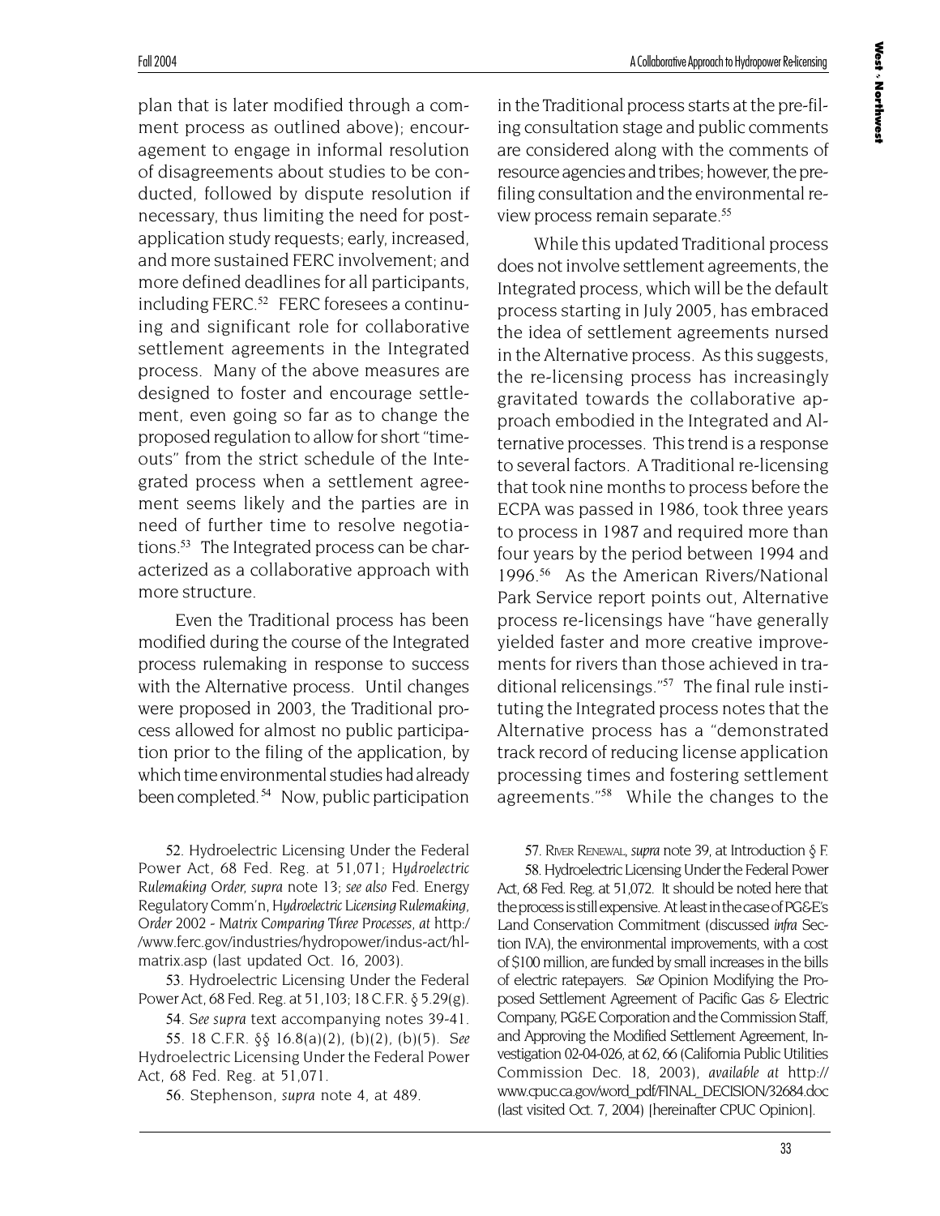plan that is later modified through a comment process as outlined above); encouragement to engage in informal resolution of disagreements about studies to be conducted, followed by dispute resolution if necessary, thus limiting the need for post-application study requests; early, increased, and more sustained FERC involvement; and more defined deadlines for all participants, including FERC.[52] FERC foresees a continuing and significant role for collaborative settlement agreements in the Integrated process. Many of the above measures are designed to foster and encourage settlement, even going so far as to change the proposed regulation to allow for short "time-outs" from the strict schedule of the Integrated process when a settlement agreement seems likely and the parties are in need of further time to resolve negotiations.[53] The Integrated process can be characterized as a collaborative approach with more structure.

Even the Traditional process has been modified during the course of the Integrated process rulemaking in response to success with the Alternative process. Until changes were proposed in 2003, the Traditional process allowed for almost no public participation prior to the filing of the application, by which time environmental studies had already been completed.[54] Now, public participation in the Traditional process starts at the pre-filing consultation stage and public comments are considered along with the comments of resource agencies and tribes; however, the pre-filing consultation and the environmental review process remain separate.[55]

While this updated Traditional process does not involve settlement agreements, the Integrated process, which will be the default process starting in July 2005, has embraced the idea of settlement agreements nursed in the Alternative process. As this suggests, the re-licensing process has increasingly gravitated towards the collaborative approach embodied in the Integrated and Alternative processes. This trend is a response to several factors. A Traditional re-licensing that took nine months to process before the ECPA was passed in 1986, took three years to process in 1987 and required more than four years by the period between 1994 and 1996.[56] As the American Rivers/National Park Service report points out, Alternative process re-licensings have "have generally yielded faster and more creative improvements for rivers than those achieved in traditional relicensings."[57] The final rule instituting the Integrated process notes that the Alternative process has a "demonstrated track record of reducing license application processing times and fostering settlement agreements."[58] While the changes to the

52. Hydroelectric Licensing Under the Federal Power Act, 68 Fed. Reg. at 51,071; *Hydroelectric Rulemaking Order*, *supra* note 13; *see also* Fed. Energy Regulatory Comm'n, *Hydroelectric Licensing Rulemaking, Order 2002 - Matrix Comparing Three Processes*, *at* http://www.ferc.gov/industries/hydropower/indus-act/hl-matrix.asp (last updated Oct. 16, 2003).

53. Hydroelectric Licensing Under the Federal Power Act, 68 Fed. Reg. at 51,103; 18 C.F.R. § 5.29(g).

54. *See supra* text accompanying notes 39-41.

55. 18 C.F.R. §§ 16.8(a)(2), (b)(2), (b)(5). *See* Hydroelectric Licensing Under the Federal Power Act, 68 Fed. Reg. at 51,071.

56. Stephenson, *supra* note 4, at 489.

57. River Renewal, *supra* note 39, at Introduction § F.

58. Hydroelectric Licensing Under the Federal Power Act, 68 Fed. Reg. at 51,072. It should be noted here that the process is still expensive. At least in the case of PG&E's Land Conservation Commitment (discussed *infra* Section IV.A), the environmental improvements, with a cost of $100 million, are funded by small increases in the bills of electric ratepayers. *See* Opinion Modifying the Proposed Settlement Agreement of Pacific Gas & Electric Company, PG&E Corporation and the Commission Staff, and Approving the Modified Settlement Agreement, Investigation 02-04-026, at 62, 66 (California Public Utilities Commission Dec. 18, 2003), *available at* http://www.cpuc.ca.gov/word_pdf/FINAL_DECISION/32684.doc (last visited Oct. 7, 2004) [hereinafter CPUC Opinion].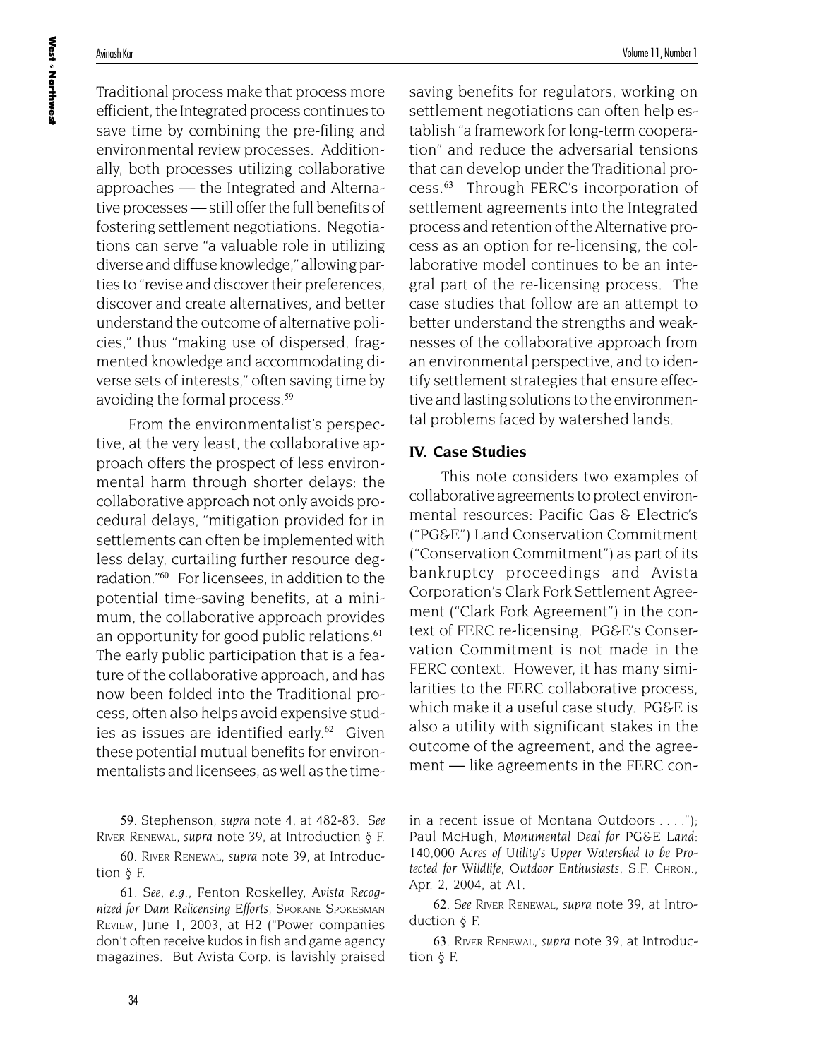Traditional process make that process more efficient, the Integrated process continues to save time by combining the pre-filing and environmental review processes. Additionally, both processes utilizing collaborative approaches — the Integrated and Alternative processes — still offer the full benefits of fostering settlement negotiations. Negotiations can serve "a valuable role in utilizing diverse and diffuse knowledge," allowing parties to "revise and discover their preferences, discover and create alternatives, and better understand the outcome of alternative policies," thus "making use of dispersed, fragmented knowledge and accommodating diverse sets of interests," often saving time by avoiding the formal process.[59]

From the environmentalist's perspective, at the very least, the collaborative approach offers the prospect of less environmental harm through shorter delays: the collaborative approach not only avoids procedural delays, "mitigation provided for in settlements can often be implemented with less delay, curtailing further resource degradation."[60] For licensees, in addition to the potential time-saving benefits, at a minimum, the collaborative approach provides an opportunity for good public relations.[61] The early public participation that is a feature of the collaborative approach, and has now been folded into the Traditional process, often also helps avoid expensive studies as issues are identified early.[62] Given these potential mutual benefits for environmentalists and licensees, as well as the time-saving benefits for regulators, working on settlement negotiations can often help establish "a framework for long-term cooperation" and reduce the adversarial tensions that can develop under the Traditional process.[63] Through FERC's incorporation of settlement agreements into the Integrated process and retention of the Alternative process as an option for re-licensing, the collaborative model continues to be an integral part of the re-licensing process. The case studies that follow are an attempt to better understand the strengths and weaknesses of the collaborative approach from an environmental perspective, and to identify settlement strategies that ensure effective and lasting solutions to the environmental problems faced by watershed lands.

## IV. Case Studies

This note considers two examples of collaborative agreements to protect environmental resources: Pacific Gas & Electric's ("PG&E") Land Conservation Commitment ("Conservation Commitment") as part of its bankruptcy proceedings and Avista Corporation's Clark Fork Settlement Agreement ("Clark Fork Agreement") in the context of FERC re-licensing. PG&E's Conservation Commitment is not made in the FERC context. However, it has many similarities to the FERC collaborative process, which make it a useful case study. PG&E is also a utility with significant stakes in the outcome of the agreement, and the agreement — like agreements in the FERC con-

---

59. Stephenson, *supra* note 4, at 482-83. *See* River Renewal, *supra* note 39, at Introduction § F.

60. River Renewal, *supra* note 39, at Introduction § F.

61. *See, e.g.*, Fenton Roskelley, *Avista Recognized for Dam Relicensing Efforts*, Spokane Spokesman Review, June 1, 2003, at H2 ("Power companies don't often receive kudos in fish and game agency magazines. But Avista Corp. is lavishly praised in a recent issue of Montana Outdoors . . . ."); Paul McHugh, *Monumental Deal for PG&E Land: 140,000 Acres of Utility's Upper Watershed to be Protected for Wildlife, Outdoor Enthusiasts*, S.F. Chron., Apr. 2, 2004, at A1.

62. *See* River Renewal, *supra* note 39, at Introduction § F.

63. River Renewal, *supra* note 39, at Introduction § F.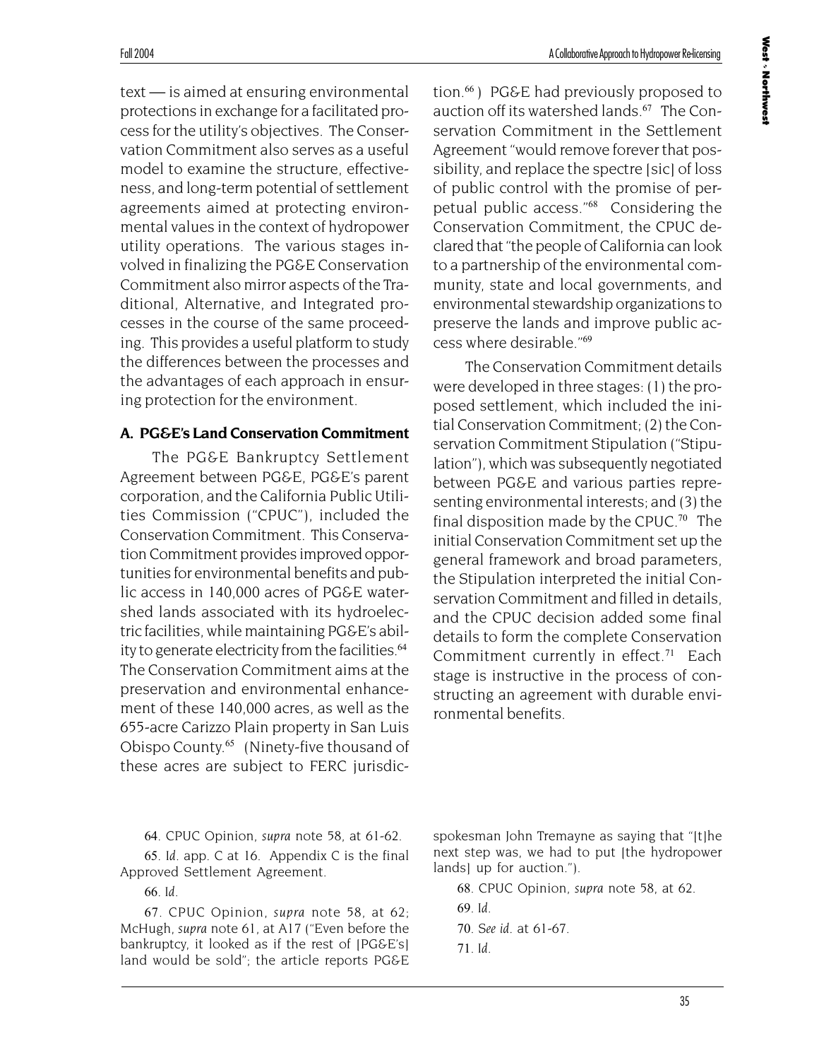text — is aimed at ensuring environmental protections in exchange for a facilitated process for the utility's objectives. The Conservation Commitment also serves as a useful model to examine the structure, effectiveness, and long-term potential of settlement agreements aimed at protecting environmental values in the context of hydropower utility operations. The various stages involved in finalizing the PG&E Conservation Commitment also mirror aspects of the Traditional, Alternative, and Integrated processes in the course of the same proceeding. This provides a useful platform to study the differences between the processes and the advantages of each approach in ensuring protection for the environment.

### A. PG&E's Land Conservation Commitment

The PG&E Bankruptcy Settlement Agreement between PG&E, PG&E's parent corporation, and the California Public Utilities Commission ("CPUC"), included the Conservation Commitment. This Conservation Commitment provides improved opportunities for environmental benefits and public access in 140,000 acres of PG&E watershed lands associated with its hydroelectric facilities, while maintaining PG&E's ability to generate electricity from the facilities.[64] The Conservation Commitment aims at the preservation and environmental enhancement of these 140,000 acres, as well as the 655-acre Carizzo Plain property in San Luis Obispo County.[65] (Ninety-five thousand of these acres are subject to FERC jurisdiction.[66]) PG&E had previously proposed to auction off its watershed lands.[67] The Conservation Commitment in the Settlement Agreement "would remove forever that possibility, and replace the spectre [sic] of loss of public control with the promise of perpetual public access."[68] Considering the Conservation Commitment, the CPUC declared that "the people of California can look to a partnership of the environmental community, state and local governments, and environmental stewardship organizations to preserve the lands and improve public access where desirable."[69]

The Conservation Commitment details were developed in three stages: (1) the proposed settlement, which included the initial Conservation Commitment; (2) the Conservation Commitment Stipulation ("Stipulation"), which was subsequently negotiated between PG&E and various parties representing environmental interests; and (3) the final disposition made by the CPUC.[70] The initial Conservation Commitment set up the general framework and broad parameters, the Stipulation interpreted the initial Conservation Commitment and filled in details, and the CPUC decision added some final details to form the complete Conservation Commitment currently in effect.[71] Each stage is instructive in the process of constructing an agreement with durable environmental benefits.

---

64. CPUC Opinion, *supra* note 58, at 61-62.

65. *Id*. app. C at 16. Appendix C is the final Approved Settlement Agreement.

66. *Id*.

67. CPUC Opinion, *supra* note 58, at 62; McHugh, *supra* note 61, at A17 ("Even before the bankruptcy, it looked as if the rest of [PG&E's] land would be sold"; the article reports PG&E spokesman John Tremayne as saying that "[t]he next step was, we had to put [the hydropower lands] up for auction.").

68. CPUC Opinion, *supra* note 58, at 62.

69. *Id*.

70. *See id*. at 61-67.

71. *Id*.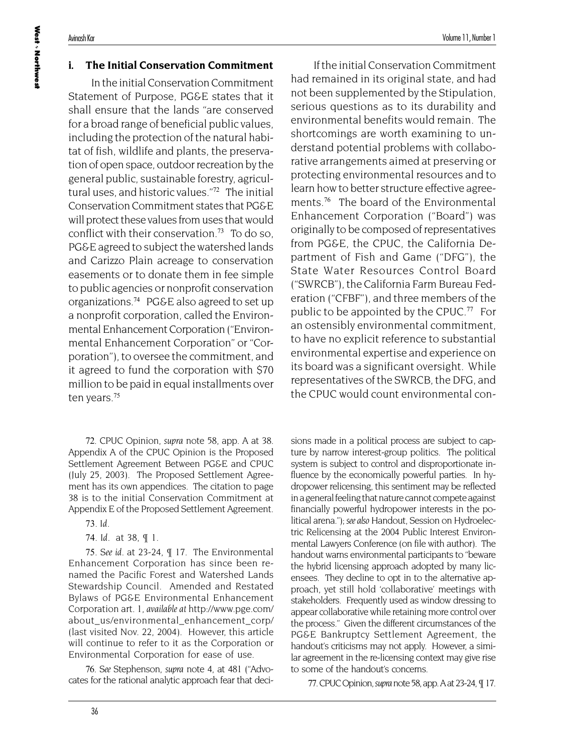### i. The Initial Conservation Commitment

In the initial Conservation Commitment Statement of Purpose, PG&E states that it shall ensure that the lands "are conserved for a broad range of beneficial public values, including the protection of the natural habitat of fish, wildlife and plants, the preservation of open space, outdoor recreation by the general public, sustainable forestry, agricultural uses, and historic values."[72] The initial Conservation Commitment states that PG&E will protect these values from uses that would conflict with their conservation.[73] To do so, PG&E agreed to subject the watershed lands and Carizzo Plain acreage to conservation easements or to donate them in fee simple to public agencies or nonprofit conservation organizations.[74] PG&E also agreed to set up a nonprofit corporation, called the Environmental Enhancement Corporation ("Environmental Enhancement Corporation" or "Corporation"), to oversee the commitment, and it agreed to fund the corporation with $70 million to be paid in equal installments over ten years.[75]

If the initial Conservation Commitment had remained in its original state, and had not been supplemented by the Stipulation, serious questions as to its durability and environmental benefits would remain. The shortcomings are worth examining to understand potential problems with collaborative arrangements aimed at preserving or protecting environmental resources and to learn how to better structure effective agreements.[76] The board of the Environmental Enhancement Corporation ("Board") was originally to be composed of representatives from PG&E, the CPUC, the California Department of Fish and Game ("DFG"), the State Water Resources Control Board ("SWRCB"), the California Farm Bureau Federation ("CFBF"), and three members of the public to be appointed by the CPUC.[77] For an ostensibly environmental commitment, to have no explicit reference to substantial environmental expertise and experience on its board was a significant oversight. While representatives of the SWRCB, the DFG, and the CPUC would count environmental con-

---

72. CPUC Opinion, *supra* note 58, app. A at 38. Appendix A of the CPUC Opinion is the Proposed Settlement Agreement Between PG&E and CPUC (July 25, 2003). The Proposed Settlement Agreement has its own appendices. The citation to page 38 is to the initial Conservation Commitment at Appendix E of the Proposed Settlement Agreement.

73. *Id*.

74. *Id*. at 38, ¶ 1.

75. *See id*. at 23-24, ¶ 17. The Environmental Enhancement Corporation has since been renamed the Pacific Forest and Watershed Lands Stewardship Council. Amended and Restated Bylaws of PG&E Environmental Enhancement Corporation art. 1, *available at* http://www.pge.com/about_us/environmental_enhancement_corp/ (last visited Nov. 22, 2004). However, this article will continue to refer to it as the Corporation or Environmental Corporation for ease of use.

76. *See* Stephenson, *supra* note 4, at 481 ("Advocates for the rational analytic approach fear that decisions made in a political process are subject to capture by narrow interest-group politics. The political system is subject to control and disproportionate influence by the economically powerful parties. In hydropower relicensing, this sentiment may be reflected in a general feeling that nature cannot compete against financially powerful hydropower interests in the political arena."); *see also* Handout, Session on Hydroelectric Relicensing at the 2004 Public Interest Environmental Lawyers Conference (on file with author). The handout warns environmental participants to "beware the hybrid licensing approach adopted by many licensees. They decline to opt in to the alternative approach, yet still hold 'collaborative' meetings with stakeholders. Frequently used as window dressing to appear collaborative while retaining more control over the process." Given the different circumstances of the PG&E Bankruptcy Settlement Agreement, the handout's criticisms may not apply. However, a similar agreement in the re-licensing context may give rise to some of the handout's concerns.

77. CPUC Opinion, *supra* note 58, app. A at 23-24, ¶ 17.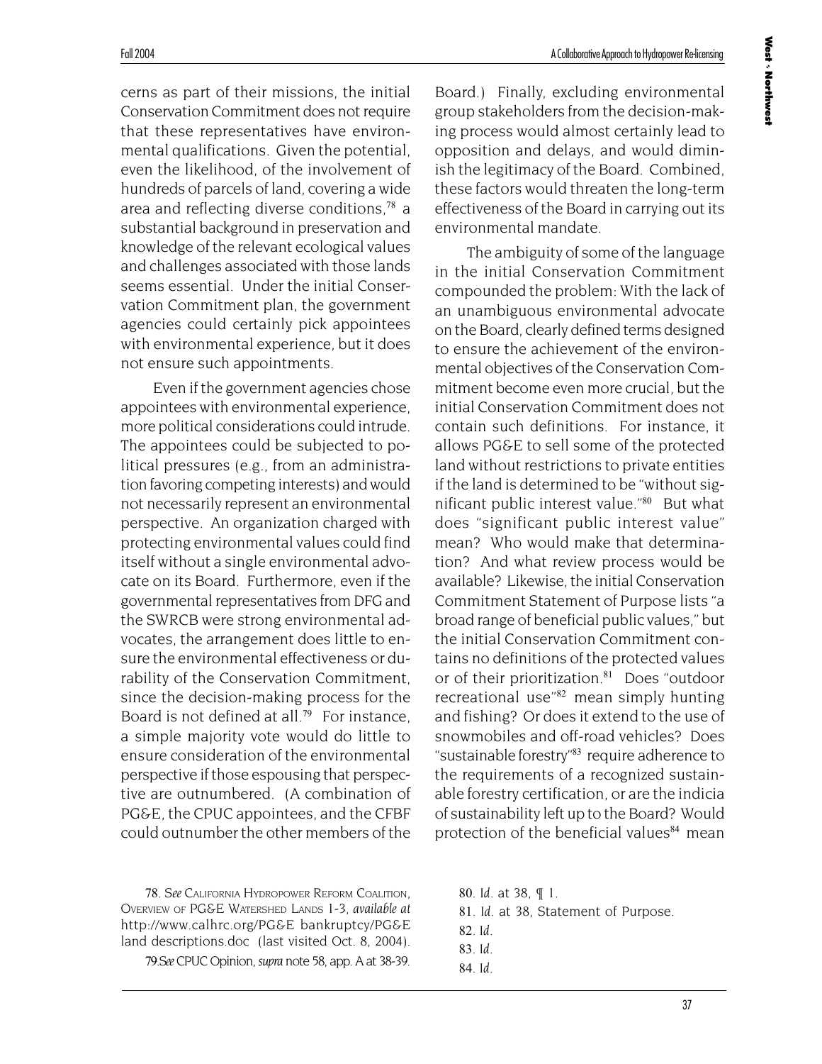cerns as part of their missions, the initial Conservation Commitment does not require that these representatives have environmental qualifications. Given the potential, even the likelihood, of the involvement of hundreds of parcels of land, covering a wide area and reflecting diverse conditions,[78] a substantial background in preservation and knowledge of the relevant ecological values and challenges associated with those lands seems essential. Under the initial Conservation Commitment plan, the government agencies could certainly pick appointees with environmental experience, but it does not ensure such appointments.

Even if the government agencies chose appointees with environmental experience, more political considerations could intrude. The appointees could be subjected to political pressures (e.g., from an administration favoring competing interests) and would not necessarily represent an environmental perspective. An organization charged with protecting environmental values could find itself without a single environmental advocate on its Board. Furthermore, even if the governmental representatives from DFG and the SWRCB were strong environmental advocates, the arrangement does little to ensure the environmental effectiveness or durability of the Conservation Commitment, since the decision-making process for the Board is not defined at all.[79] For instance, a simple majority vote would do little to ensure consideration of the environmental perspective if those espousing that perspective are outnumbered. (A combination of PG&E, the CPUC appointees, and the CFBF could outnumber the other members of the Board.) Finally, excluding environmental group stakeholders from the decision-making process would almost certainly lead to opposition and delays, and would diminish the legitimacy of the Board. Combined, these factors would threaten the long-term effectiveness of the Board in carrying out its environmental mandate.

The ambiguity of some of the language in the initial Conservation Commitment compounded the problem: With the lack of an unambiguous environmental advocate on the Board, clearly defined terms designed to ensure the achievement of the environmental objectives of the Conservation Commitment become even more crucial, but the initial Conservation Commitment does not contain such definitions. For instance, it allows PG&E to sell some of the protected land without restrictions to private entities if the land is determined to be "without significant public interest value."[80] But what does "significant public interest value" mean? Who would make that determination? And what review process would be available? Likewise, the initial Conservation Commitment Statement of Purpose lists "a broad range of beneficial public values," but the initial Conservation Commitment contains no definitions of the protected values or of their prioritization.[81] Does "outdoor recreational use"[82] mean simply hunting and fishing? Or does it extend to the use of snowmobiles and off-road vehicles? Does "sustainable forestry"[83] require adherence to the requirements of a recognized sustainable forestry certification, or are the indicia of sustainability left up to the Board? Would protection of the beneficial values[84] mean

---

78. *See* California Hydropower Reform Coalition, Overview of PG&E Watershed Lands 1-3, *available at* http://www.calhrc.org/PG&E bankruptcy/PG&E land descriptions.doc (last visited Oct. 8, 2004).

79. *See* CPUC Opinion, *supra* note 58, app. A at 38-39.

80. *Id.* at 38, ¶ 1.

81. *Id.* at 38, Statement of Purpose.

82. *Id.*

83. *Id.*

84. *Id.*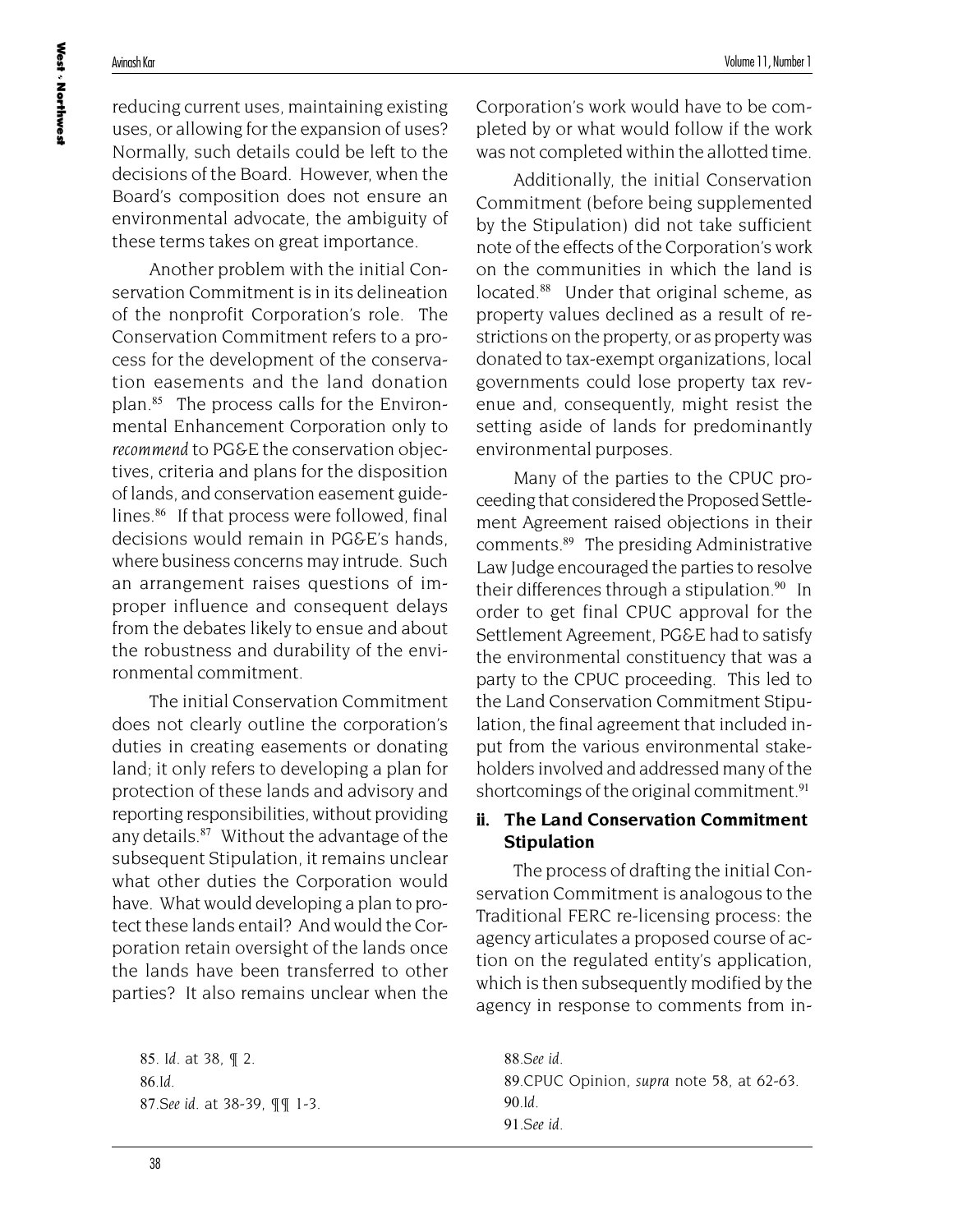reducing current uses, maintaining existing uses, or allowing for the expansion of uses? Normally, such details could be left to the decisions of the Board. However, when the Board's composition does not ensure an environmental advocate, the ambiguity of these terms takes on great importance.

Another problem with the initial Conservation Commitment is in its delineation of the nonprofit Corporation's role. The Conservation Commitment refers to a process for the development of the conservation easements and the land donation plan.[85] The process calls for the Environmental Enhancement Corporation only to *recommend* to PG&E the conservation objectives, criteria and plans for the disposition of lands, and conservation easement guidelines.[86] If that process were followed, final decisions would remain in PG&E's hands, where business concerns may intrude. Such an arrangement raises questions of improper influence and consequent delays from the debates likely to ensue and about the robustness and durability of the environmental commitment.

The initial Conservation Commitment does not clearly outline the corporation's duties in creating easements or donating land; it only refers to developing a plan for protection of these lands and advisory and reporting responsibilities, without providing any details.[87] Without the advantage of the subsequent Stipulation, it remains unclear what other duties the Corporation would have. What would developing a plan to protect these lands entail? And would the Corporation retain oversight of the lands once the lands have been transferred to other parties? It also remains unclear when the Corporation's work would have to be completed by or what would follow if the work was not completed within the allotted time.

Additionally, the initial Conservation Commitment (before being supplemented by the Stipulation) did not take sufficient note of the effects of the Corporation's work on the communities in which the land is located.[88] Under that original scheme, as property values declined as a result of restrictions on the property, or as property was donated to tax-exempt organizations, local governments could lose property tax revenue and, consequently, might resist the setting aside of lands for predominantly environmental purposes.

Many of the parties to the CPUC proceeding that considered the Proposed Settlement Agreement raised objections in their comments.[89] The presiding Administrative Law Judge encouraged the parties to resolve their differences through a stipulation.[90] In order to get final CPUC approval for the Settlement Agreement, PG&E had to satisfy the environmental constituency that was a party to the CPUC proceeding. This led to the Land Conservation Commitment Stipulation, the final agreement that included input from the various environmental stakeholders involved and addressed many of the shortcomings of the original commitment.[91]

### ii. The Land Conservation Commitment Stipulation

The process of drafting the initial Conservation Commitment is analogous to the Traditional FERC re-licensing process: the agency articulates a proposed course of action on the regulated entity's application, which is then subsequently modified by the agency in response to comments from in-

85. *Id.* at 38, ¶ 2.
86. *Id.*
87. *See id.* at 38-39, ¶¶ 1-3.
88. *See id.*
89. CPUC Opinion, *supra* note 58, at 62-63.
90. *Id.*
91. *See id.*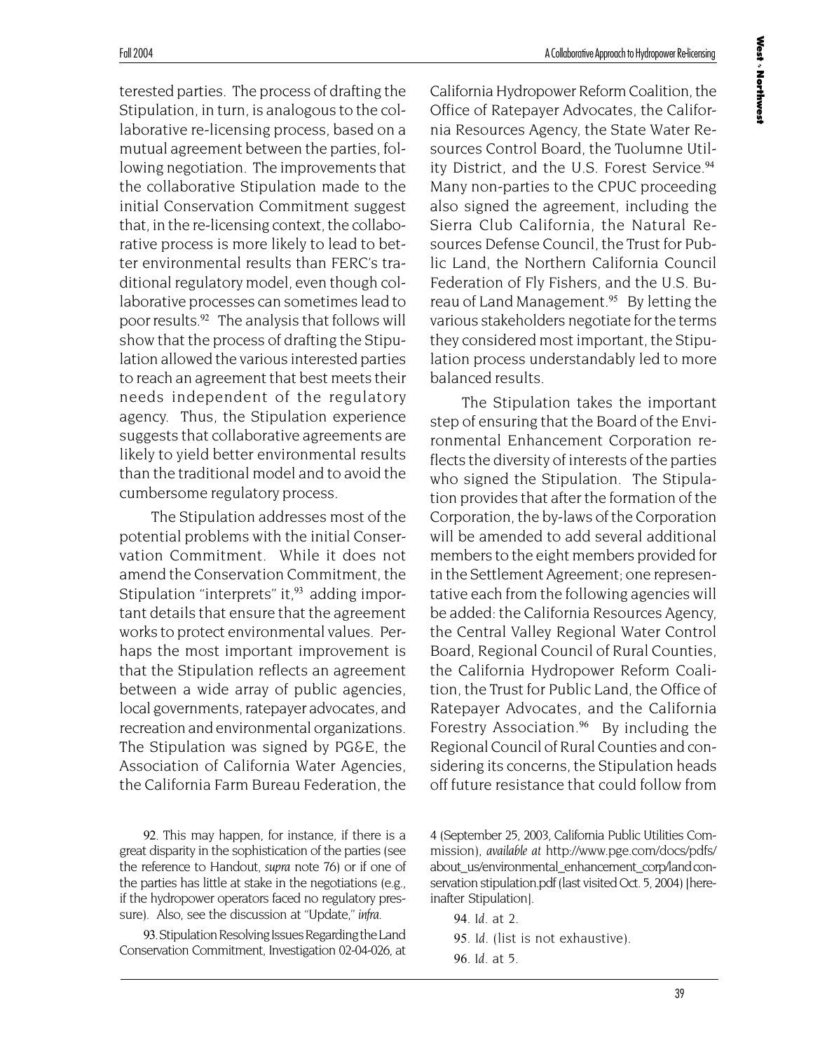terested parties. The process of drafting the Stipulation, in turn, is analogous to the collaborative re-licensing process, based on a mutual agreement between the parties, following negotiation. The improvements that the collaborative Stipulation made to the initial Conservation Commitment suggest that, in the re-licensing context, the collaborative process is more likely to lead to better environmental results than FERC's traditional regulatory model, even though collaborative processes can sometimes lead to poor results.[92] The analysis that follows will show that the process of drafting the Stipulation allowed the various interested parties to reach an agreement that best meets their needs independent of the regulatory agency. Thus, the Stipulation experience suggests that collaborative agreements are likely to yield better environmental results than the traditional model and to avoid the cumbersome regulatory process.

The Stipulation addresses most of the potential problems with the initial Conservation Commitment. While it does not amend the Conservation Commitment, the Stipulation "interprets" it,[93] adding important details that ensure that the agreement works to protect environmental values. Perhaps the most important improvement is that the Stipulation reflects an agreement between a wide array of public agencies, local governments, ratepayer advocates, and recreation and environmental organizations. The Stipulation was signed by PG&E, the Association of California Water Agencies, the California Farm Bureau Federation, the California Hydropower Reform Coalition, the Office of Ratepayer Advocates, the California Resources Agency, the State Water Resources Control Board, the Tuolumne Utility District, and the U.S. Forest Service.[94] Many non-parties to the CPUC proceeding also signed the agreement, including the Sierra Club California, the Natural Resources Defense Council, the Trust for Public Land, the Northern California Council Federation of Fly Fishers, and the U.S. Bureau of Land Management.[95] By letting the various stakeholders negotiate for the terms they considered most important, the Stipulation process understandably led to more balanced results.

The Stipulation takes the important step of ensuring that the Board of the Environmental Enhancement Corporation reflects the diversity of interests of the parties who signed the Stipulation. The Stipulation provides that after the formation of the Corporation, the by-laws of the Corporation will be amended to add several additional members to the eight members provided for in the Settlement Agreement; one representative each from the following agencies will be added: the California Resources Agency, the Central Valley Regional Water Control Board, Regional Council of Rural Counties, the California Hydropower Reform Coalition, the Trust for Public Land, the Office of Ratepayer Advocates, and the California Forestry Association.[96] By including the Regional Council of Rural Counties and considering its concerns, the Stipulation heads off future resistance that could follow from

92. This may happen, for instance, if there is a great disparity in the sophistication of the parties (see the reference to Handout, *supra* note 76) or if one of the parties has little at stake in the negotiations (e.g., if the hydropower operators faced no regulatory pressure). Also, see the discussion at "Update," *infra*.

93. Stipulation Resolving Issues Regarding the Land Conservation Commitment, Investigation 02-04-026, at 4 (September 25, 2003, California Public Utilities Commission), *available at* http://www.pge.com/docs/pdfs/about_us/environmental_enhancement_corp/land conservation stipulation.pdf (last visited Oct. 5, 2004) [hereinafter Stipulation].

94. *Id*. at 2.

95. *Id*. (list is not exhaustive).

96. *Id*. at 5.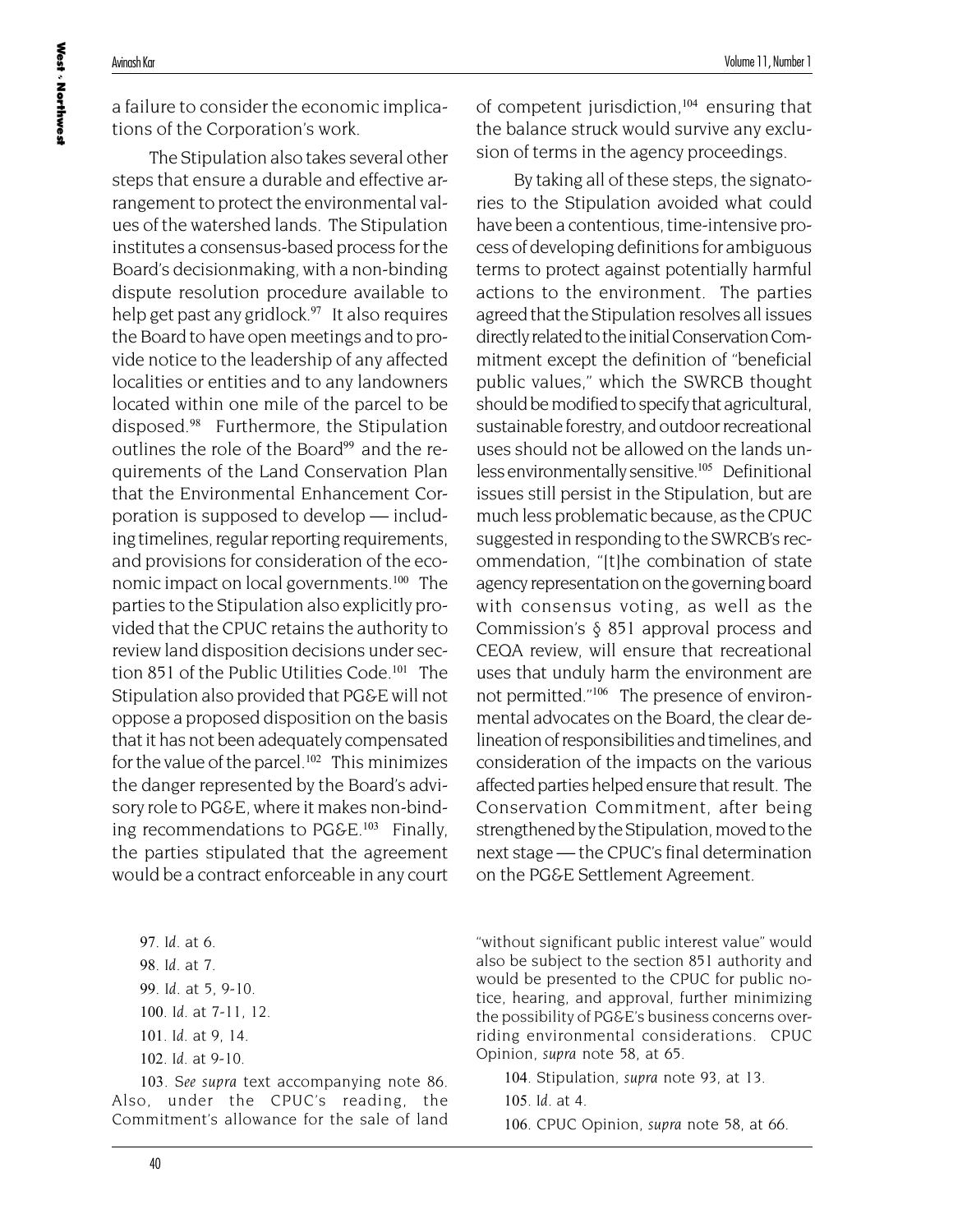a failure to consider the economic implications of the Corporation's work.

The Stipulation also takes several other steps that ensure a durable and effective arrangement to protect the environmental values of the watershed lands. The Stipulation institutes a consensus-based process for the Board's decisionmaking, with a non-binding dispute resolution procedure available to help get past any gridlock.[97] It also requires the Board to have open meetings and to provide notice to the leadership of any affected localities or entities and to any landowners located within one mile of the parcel to be disposed.[98] Furthermore, the Stipulation outlines the role of the Board[99] and the requirements of the Land Conservation Plan that the Environmental Enhancement Corporation is supposed to develop — including timelines, regular reporting requirements, and provisions for consideration of the economic impact on local governments.[100] The parties to the Stipulation also explicitly provided that the CPUC retains the authority to review land disposition decisions under section 851 of the Public Utilities Code.[101] The Stipulation also provided that PG&E will not oppose a proposed disposition on the basis that it has not been adequately compensated for the value of the parcel.[102] This minimizes the danger represented by the Board's advisory role to PG&E, where it makes non-binding recommendations to PG&E.[103] Finally, the parties stipulated that the agreement would be a contract enforceable in any court of competent jurisdiction,[104] ensuring that the balance struck would survive any exclusion of terms in the agency proceedings.

By taking all of these steps, the signatories to the Stipulation avoided what could have been a contentious, time-intensive process of developing definitions for ambiguous terms to protect against potentially harmful actions to the environment. The parties agreed that the Stipulation resolves all issues directly related to the initial Conservation Commitment except the definition of "beneficial public values," which the SWRCB thought should be modified to specify that agricultural, sustainable forestry, and outdoor recreational uses should not be allowed on the lands unless environmentally sensitive.[105] Definitional issues still persist in the Stipulation, but are much less problematic because, as the CPUC suggested in responding to the SWRCB's recommendation, "[t]he combination of state agency representation on the governing board with consensus voting, as well as the Commission's § 851 approval process and CEQA review, will ensure that recreational uses that unduly harm the environment are not permitted."[106] The presence of environmental advocates on the Board, the clear delineation of responsibilities and timelines, and consideration of the impacts on the various affected parties helped ensure that result. The Conservation Commitment, after being strengthened by the Stipulation, moved to the next stage — the CPUC's final determination on the PG&E Settlement Agreement.

97. *Id.* at 6.

98. *Id.* at 7.

99. *Id.* at 5, 9-10.

100. *Id.* at 7-11, 12.

101. *Id.* at 9, 14.

102. *Id.* at 9-10.

103. *See supra* text accompanying note 86. Also, under the CPUC's reading, the Commitment's allowance for the sale of land "without significant public interest value" would also be subject to the section 851 authority and would be presented to the CPUC for public notice, hearing, and approval, further minimizing the possibility of PG&E's business concerns overriding environmental considerations. CPUC Opinion, *supra* note 58, at 65.

104. Stipulation, *supra* note 93, at 13.

105. *Id.* at 4.

106. CPUC Opinion, *supra* note 58, at 66.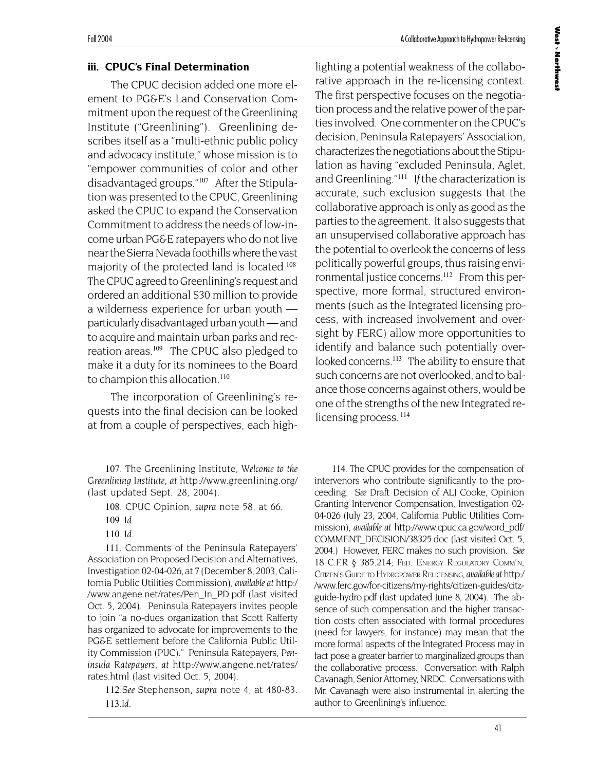### iii. CPUC's Final Determination

The CPUC decision added one more element to PG&E's Land Conservation Commitment upon the request of the Greenlining Institute ("Greenlining"). Greenlining describes itself as a "multi-ethnic public policy and advocacy institute," whose mission is to "empower communities of color and other disadvantaged groups."[107] After the Stipulation was presented to the CPUC, Greenlining asked the CPUC to expand the Conservation Commitment to address the needs of low-income urban PG&E ratepayers who do not live near the Sierra Nevada foothills where the vast majority of the protected land is located.[108] The CPUC agreed to Greenlining's request and ordered an additional $30 million to provide a wilderness experience for urban youth — particularly disadvantaged urban youth — and to acquire and maintain urban parks and recreation areas.[109] The CPUC also pledged to make it a duty for its nominees to the Board to champion this allocation.[110]

The incorporation of Greenlining's requests into the final decision can be looked at from a couple of perspectives, each highlighting a potential weakness of the collaborative approach in the re-licensing context. The first perspective focuses on the negotiation process and the relative power of the parties involved. One commenter on the CPUC's decision, Peninsula Ratepayers' Association, characterizes the negotiations about the Stipulation as having "excluded Peninsula, Aglet, and Greenlining."[111] *If* the characterization is accurate, such exclusion suggests that the collaborative approach is only as good as the parties to the agreement. It also suggests that an unsupervised collaborative approach has the potential to overlook the concerns of less politically powerful groups, thus raising environmental justice concerns.[112] From this perspective, more formal, structured environments (such as the Integrated licensing process, with increased involvement and oversight by FERC) allow more opportunities to identify and balance such potentially overlooked concerns.[113] The ability to ensure that such concerns are not overlooked, and to balance those concerns against others, would be one of the strengths of the new Integrated re-licensing process.[114]

107. The Greenlining Institute, *Welcome to the Greenlining Institute*, *at* http://www.greenlining.org/ (last updated Sept. 28, 2004).

108. CPUC Opinion, *supra* note 58, at 66.

109. *Id.*

110. *Id.*

111. Comments of the Peninsula Ratepayers' Association on Proposed Decision and Alternatives, Investigation 02-04-026, at 7 (December 8, 2003, California Public Utilities Commission), *available at* http://www.angene.net/rates/Pen_In_PD.pdf (last visited Oct. 5, 2004). Peninsula Ratepayers invites people to join "a no-dues organization that Scott Rafferty has organized to advocate for improvements to the PG&E settlement before the California Public Utility Commission (PUC)." Peninsula Ratepayers, *Peninsula Ratepayers*, *at* http://www.angene.net/rates/rates.html (last visited Oct. 5, 2004).

112. *See* Stephenson, *supra* note 4, at 480-83.

113. *Id.*

114. The CPUC provides for the compensation of intervenors who contribute significantly to the proceeding. *See* Draft Decision of ALJ Cooke, Opinion Granting Intervenor Compensation, Investigation 02-04-026 (July 23, 2004, California Public Utilities Commission), *available at* http://www.cpuc.ca.gov/word_pdf/COMMENT_DECISION/38325.doc (last visited Oct. 5, 2004.) However, FERC makes no such provision. *See* 18 C.F.R § 385.214; Fed. Energy Regulatory Comm'n, Citizen's Guide to Hydropower Relicensing, *available at* http://www.ferc.gov/for-citizens/my-rights/citizen-guides/citz-guide-hydro.pdf (last updated June 8, 2004). The absence of such compensation and the higher transaction costs often associated with formal procedures (need for lawyers, for instance) may mean that the more formal aspects of the Integrated Process may in fact pose a greater barrier to marginalized groups than the collaborative process. Conversation with Ralph Cavanagh, Senior Attorney, NRDC. Conversations with Mr. Cavanagh were also instrumental in alerting the author to Greenlining's influence.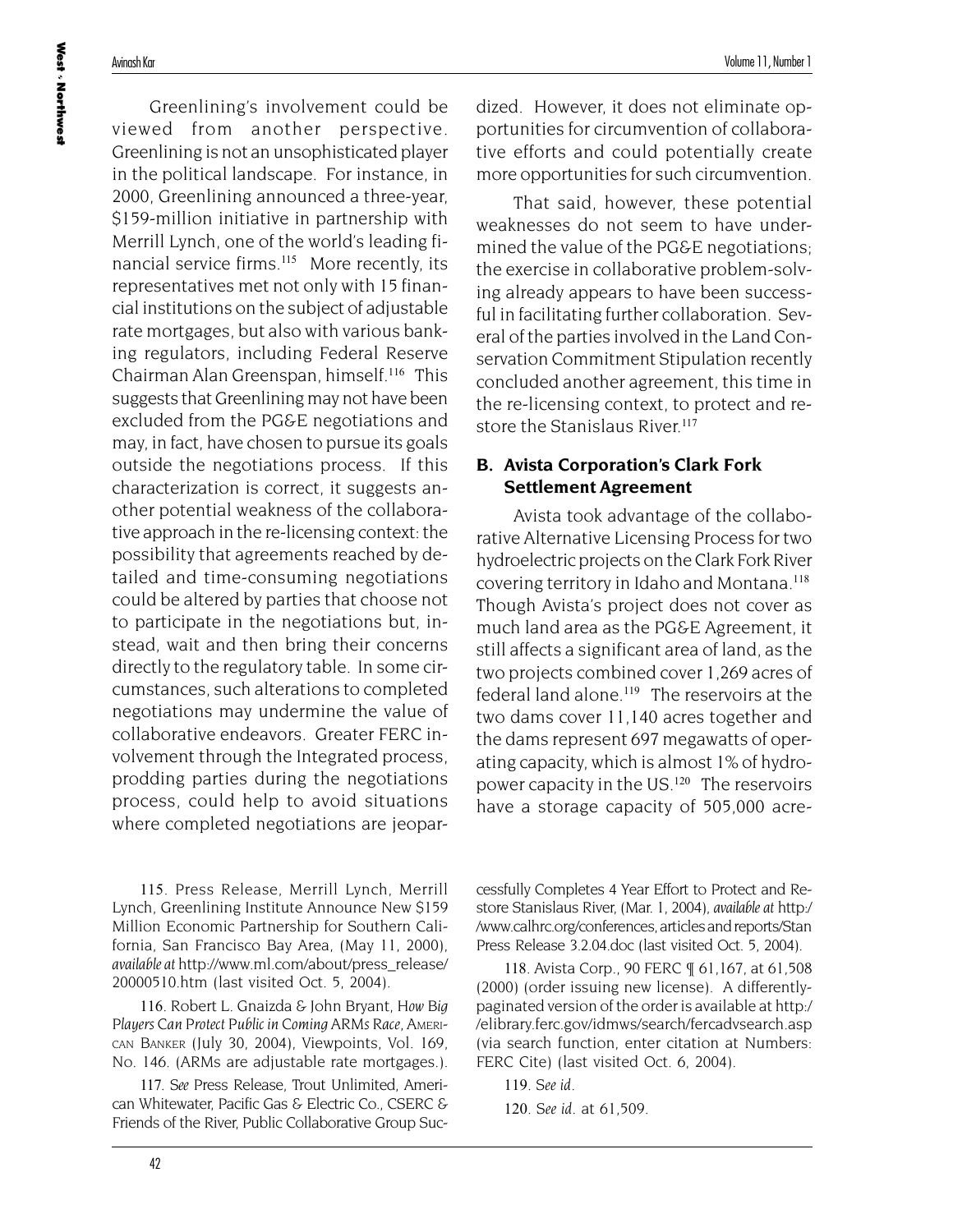Greenlining's involvement could be viewed from another perspective. Greenlining is not an unsophisticated player in the political landscape. For instance, in 2000, Greenlining announced a three-year, $159-million initiative in partnership with Merrill Lynch, one of the world's leading financial service firms.[115] More recently, its representatives met not only with 15 financial institutions on the subject of adjustable rate mortgages, but also with various banking regulators, including Federal Reserve Chairman Alan Greenspan, himself.[116] This suggests that Greenlining may not have been excluded from the PG&E negotiations and may, in fact, have chosen to pursue its goals outside the negotiations process. If this characterization is correct, it suggests another potential weakness of the collaborative approach in the re-licensing context: the possibility that agreements reached by detailed and time-consuming negotiations could be altered by parties that choose not to participate in the negotiations but, instead, wait and then bring their concerns directly to the regulatory table. In some circumstances, such alterations to completed negotiations may undermine the value of collaborative endeavors. Greater FERC involvement through the Integrated process, prodding parties during the negotiations process, could help to avoid situations where completed negotiations are jeopardized. However, it does not eliminate opportunities for circumvention of collaborative efforts and could potentially create more opportunities for such circumvention.

That said, however, these potential weaknesses do not seem to have undermined the value of the PG&E negotiations; the exercise in collaborative problem-solving already appears to have been successful in facilitating further collaboration. Several of the parties involved in the Land Conservation Commitment Stipulation recently concluded another agreement, this time in the re-licensing context, to protect and restore the Stanislaus River.[117]

### B. Avista Corporation's Clark Fork Settlement Agreement

Avista took advantage of the collaborative Alternative Licensing Process for two hydroelectric projects on the Clark Fork River covering territory in Idaho and Montana.[118] Though Avista's project does not cover as much land area as the PG&E Agreement, it still affects a significant area of land, as the two projects combined cover 1,269 acres of federal land alone.[119] The reservoirs at the two dams cover 11,140 acres together and the dams represent 697 megawatts of operating capacity, which is almost 1% of hydropower capacity in the US.[120] The reservoirs have a storage capacity of 505,000 acre-

---

115. Press Release, Merrill Lynch, Merrill Lynch, Greenlining Institute Announce New $159 Million Economic Partnership for Southern California, San Francisco Bay Area, (May 11, 2000), *available at* http://www.ml.com/about/press_release/20000510.htm (last visited Oct. 5, 2004).

116. Robert L. Gnaizda & John Bryant, *How Big Players Can Protect Public in Coming ARMs Race*, American Banker (July 30, 2004), Viewpoints, Vol. 169, No. 146. (ARMs are adjustable rate mortgages.).

117. *See* Press Release, Trout Unlimited, American Whitewater, Pacific Gas & Electric Co., CSERC & Friends of the River, Public Collaborative Group Successfully Completes 4 Year Effort to Protect and Restore Stanislaus River, (Mar. 1, 2004), *available at* http://www.calhrc.org/conferences, articles and reports/Stan Press Release 3.2.04.doc (last visited Oct. 5, 2004).

118. Avista Corp., 90 FERC ¶ 61,167, at 61,508 (2000) (order issuing new license). A differently-paginated version of the order is available at http://elibrary.ferc.gov/idmws/search/fercadvsearch.asp (via search function, enter citation at Numbers: FERC Cite) (last visited Oct. 6, 2004).

119. *See id*.

120. *See id*. at 61,509.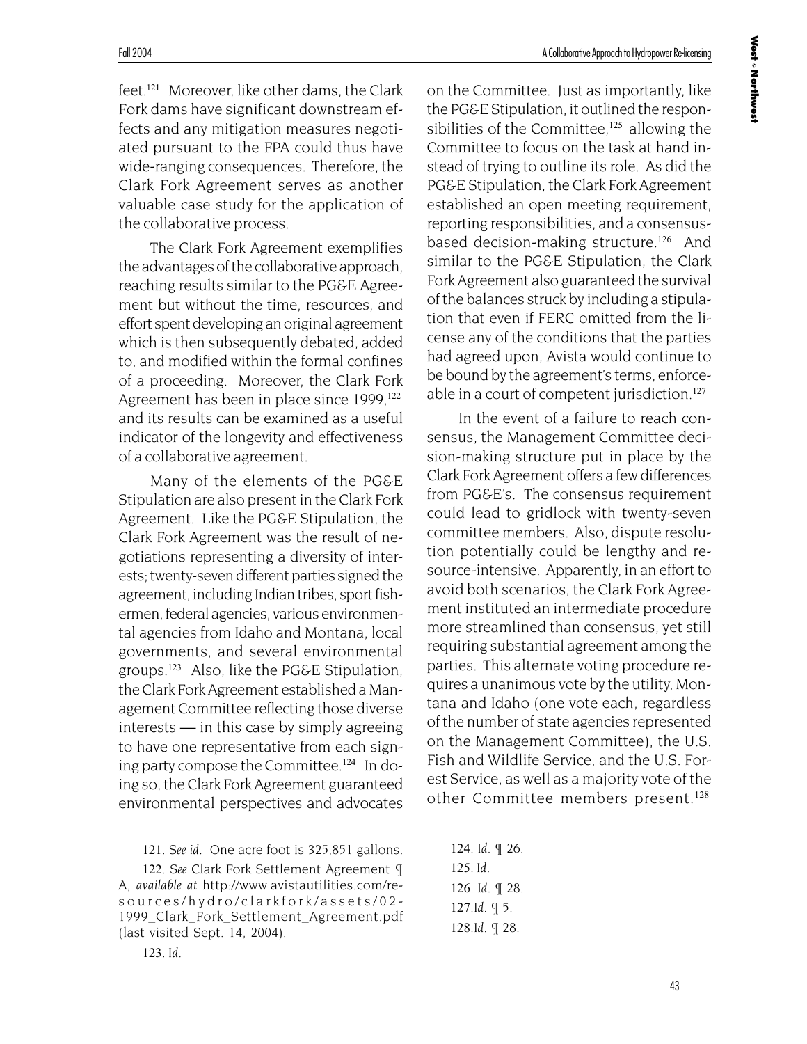feet.[121] Moreover, like other dams, the Clark Fork dams have significant downstream effects and any mitigation measures negotiated pursuant to the FPA could thus have wide-ranging consequences. Therefore, the Clark Fork Agreement serves as another valuable case study for the application of the collaborative process.

The Clark Fork Agreement exemplifies the advantages of the collaborative approach, reaching results similar to the PG&E Agreement but without the time, resources, and effort spent developing an original agreement which is then subsequently debated, added to, and modified within the formal confines of a proceeding. Moreover, the Clark Fork Agreement has been in place since 1999,[122] and its results can be examined as a useful indicator of the longevity and effectiveness of a collaborative agreement.

Many of the elements of the PG&E Stipulation are also present in the Clark Fork Agreement. Like the PG&E Stipulation, the Clark Fork Agreement was the result of negotiations representing a diversity of interests; twenty-seven different parties signed the agreement, including Indian tribes, sport fishermen, federal agencies, various environmental agencies from Idaho and Montana, local governments, and several environmental groups.[123] Also, like the PG&E Stipulation, the Clark Fork Agreement established a Management Committee reflecting those diverse interests — in this case by simply agreeing to have one representative from each signing party compose the Committee.[124] In doing so, the Clark Fork Agreement guaranteed environmental perspectives and advocates on the Committee. Just as importantly, like the PG&E Stipulation, it outlined the responsibilities of the Committee,[125] allowing the Committee to focus on the task at hand instead of trying to outline its role. As did the PG&E Stipulation, the Clark Fork Agreement established an open meeting requirement, reporting responsibilities, and a consensus-based decision-making structure.[126] And similar to the PG&E Stipulation, the Clark Fork Agreement also guaranteed the survival of the balances struck by including a stipulation that even if FERC omitted from the license any of the conditions that the parties had agreed upon, Avista would continue to be bound by the agreement's terms, enforceable in a court of competent jurisdiction.[127]

In the event of a failure to reach consensus, the Management Committee decision-making structure put in place by the Clark Fork Agreement offers a few differences from PG&E's. The consensus requirement could lead to gridlock with twenty-seven committee members. Also, dispute resolution potentially could be lengthy and resource-intensive. Apparently, in an effort to avoid both scenarios, the Clark Fork Agreement instituted an intermediate procedure more streamlined than consensus, yet still requiring substantial agreement among the parties. This alternate voting procedure requires a unanimous vote by the utility, Montana and Idaho (one vote each, regardless of the number of state agencies represented on the Management Committee), the U.S. Fish and Wildlife Service, and the U.S. Forest Service, as well as a majority vote of the other Committee members present.[128]

121. *See id.* One acre foot is 325,851 gallons.

122. *See* Clark Fork Settlement Agreement ¶ A, *available at* http://www.avistautilities.com/resources/hydro/clarkfork/assets/02-1999_Clark_Fork_Settlement_Agreement.pdf (last visited Sept. 14, 2004).

123. *Id.*

124. *Id.* ¶ 26.

125. *Id.*

126. *Id.* ¶ 28.

127. *Id.* ¶ 5.

128. *Id.* ¶ 28.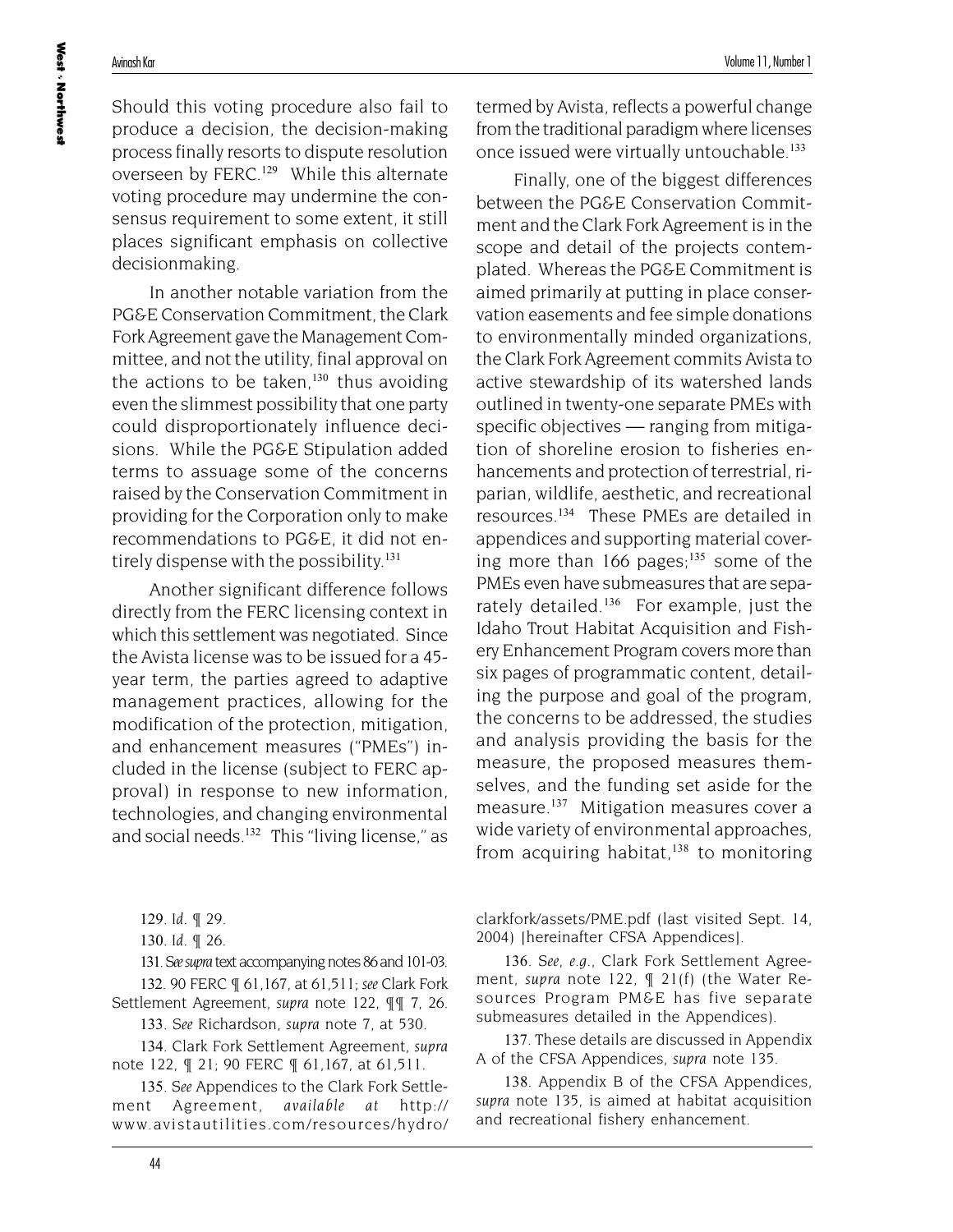Should this voting procedure also fail to produce a decision, the decision-making process finally resorts to dispute resolution overseen by FERC.[129] While this alternate voting procedure may undermine the consensus requirement to some extent, it still places significant emphasis on collective decisionmaking.

In another notable variation from the PG&E Conservation Commitment, the Clark Fork Agreement gave the Management Committee, and not the utility, final approval on the actions to be taken,[130] thus avoiding even the slimmest possibility that one party could disproportionately influence decisions. While the PG&E Stipulation added terms to assuage some of the concerns raised by the Conservation Commitment in providing for the Corporation only to make recommendations to PG&E, it did not entirely dispense with the possibility.[131]

Another significant difference follows directly from the FERC licensing context in which this settlement was negotiated. Since the Avista license was to be issued for a 45-year term, the parties agreed to adaptive management practices, allowing for the modification of the protection, mitigation, and enhancement measures ("PMEs") included in the license (subject to FERC approval) in response to new information, technologies, and changing environmental and social needs.[132] This "living license," as termed by Avista, reflects a powerful change from the traditional paradigm where licenses once issued were virtually untouchable.[133]

Finally, one of the biggest differences between the PG&E Conservation Commitment and the Clark Fork Agreement is in the scope and detail of the projects contemplated. Whereas the PG&E Commitment is aimed primarily at putting in place conservation easements and fee simple donations to environmentally minded organizations, the Clark Fork Agreement commits Avista to active stewardship of its watershed lands outlined in twenty-one separate PMEs with specific objectives — ranging from mitigation of shoreline erosion to fisheries enhancements and protection of terrestrial, riparian, wildlife, aesthetic, and recreational resources.[134] These PMEs are detailed in appendices and supporting material covering more than 166 pages;[135] some of the PMEs even have submeasures that are separately detailed.[136] For example, just the Idaho Trout Habitat Acquisition and Fishery Enhancement Program covers more than six pages of programmatic content, detailing the purpose and goal of the program, the concerns to be addressed, the studies and analysis providing the basis for the measure, the proposed measures themselves, and the funding set aside for the measure.[137] Mitigation measures cover a wide variety of environmental approaches, from acquiring habitat,[138] to monitoring

---

129. *Id.* ¶ 29.

130. *Id.* ¶ 26.

131. *See supra* text accompanying notes 86 and 101-03.

132. 90 FERC ¶ 61,167, at 61,511; *see* Clark Fork Settlement Agreement, *supra* note 122, ¶¶ 7, 26.

133. *See* Richardson, *supra* note 7, at 530.

134. Clark Fork Settlement Agreement, *supra* note 122, ¶ 21; 90 FERC ¶ 61,167, at 61,511.

135. *See* Appendices to the Clark Fork Settlement Agreement, *available at* http://www.avistautilities.com/resources/hydro/clarkfork/assets/PME.pdf (last visited Sept. 14, 2004) [hereinafter CFSA Appendices].

136. *See, e.g.*, Clark Fork Settlement Agreement, *supra* note 122, ¶ 21(f) (the Water Resources Program PM&E has five separate submeasures detailed in the Appendices).

137. These details are discussed in Appendix A of the CFSA Appendices, *supra* note 135.

138. Appendix B of the CFSA Appendices, *supra* note 135, is aimed at habitat acquisition and recreational fishery enhancement.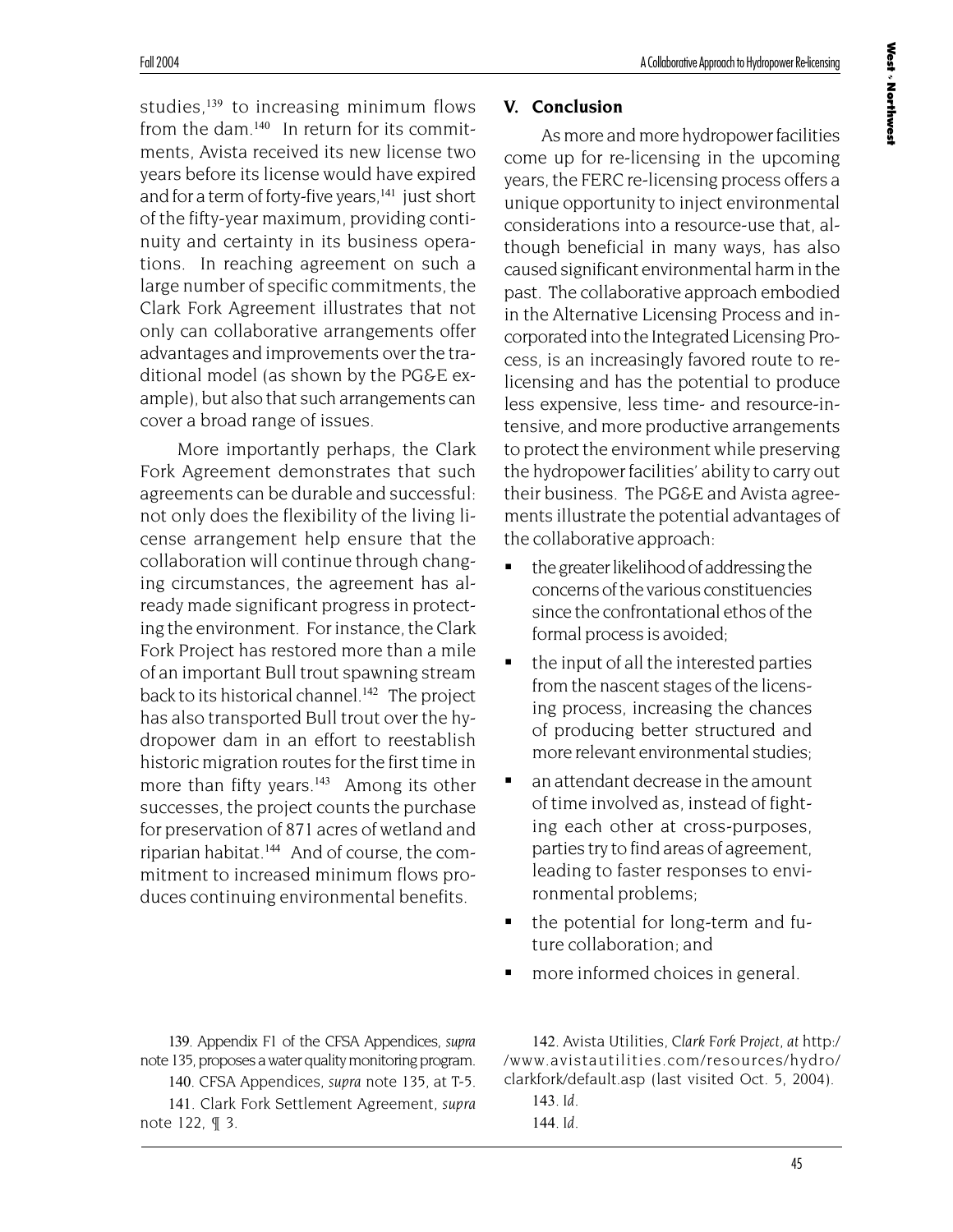studies,[139] to increasing minimum flows from the dam.[140] In return for its commitments, Avista received its new license two years before its license would have expired and for a term of forty-five years,[141] just short of the fifty-year maximum, providing continuity and certainty in its business operations. In reaching agreement on such a large number of specific commitments, the Clark Fork Agreement illustrates that not only can collaborative arrangements offer advantages and improvements over the traditional model (as shown by the PG&E example), but also that such arrangements can cover a broad range of issues.

More importantly perhaps, the Clark Fork Agreement demonstrates that such agreements can be durable and successful: not only does the flexibility of the living license arrangement help ensure that the collaboration will continue through changing circumstances, the agreement has already made significant progress in protecting the environment. For instance, the Clark Fork Project has restored more than a mile of an important Bull trout spawning stream back to its historical channel.[142] The project has also transported Bull trout over the hydropower dam in an effort to reestablish historic migration routes for the first time in more than fifty years.[143] Among its other successes, the project counts the purchase for preservation of 871 acres of wetland and riparian habitat.[144] And of course, the commitment to increased minimum flows produces continuing environmental benefits.

## V. Conclusion

As more and more hydropower facilities come up for re-licensing in the upcoming years, the FERC re-licensing process offers a unique opportunity to inject environmental considerations into a resource-use that, although beneficial in many ways, has also caused significant environmental harm in the past. The collaborative approach embodied in the Alternative Licensing Process and incorporated into the Integrated Licensing Process, is an increasingly favored route to re-licensing and has the potential to produce less expensive, less time- and resource-intensive, and more productive arrangements to protect the environment while preserving the hydropower facilities' ability to carry out their business. The PG&E and Avista agreements illustrate the potential advantages of the collaborative approach:

- the greater likelihood of addressing the concerns of the various constituencies since the confrontational ethos of the formal process is avoided;
- the input of all the interested parties from the nascent stages of the licensing process, increasing the chances of producing better structured and more relevant environmental studies;
- an attendant decrease in the amount of time involved as, instead of fighting each other at cross-purposes, parties try to find areas of agreement, leading to faster responses to environmental problems;
- the potential for long-term and future collaboration; and
- more informed choices in general.

139. Appendix F1 of the CFSA Appendices, *supra* note 135, proposes a water quality monitoring program.

140. CFSA Appendices, *supra* note 135, at T-5.

141. Clark Fork Settlement Agreement, *supra* note 122, ¶ 3.

142. Avista Utilities, *Clark Fork Project*, *at* http://www.avistautilities.com/resources/hydro/clarkfork/default.asp (last visited Oct. 5, 2004).

143. *Id.*

144. *Id.*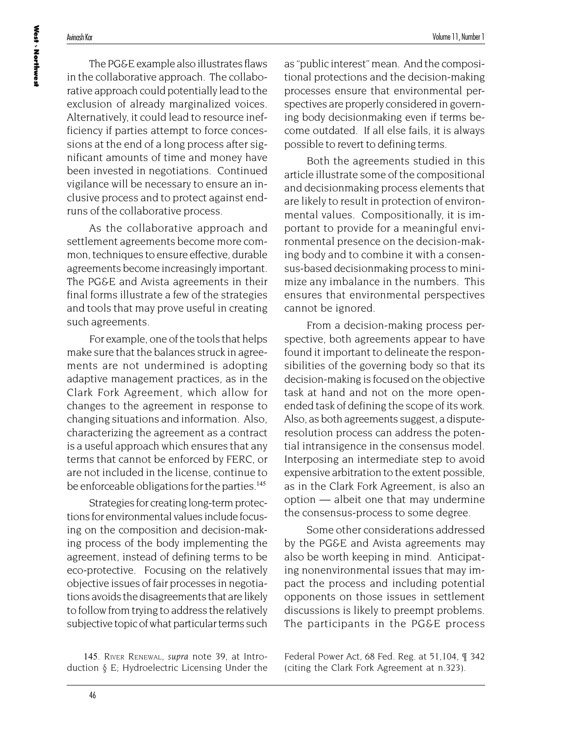The PG&E example also illustrates flaws in the collaborative approach. The collaborative approach could potentially lead to the exclusion of already marginalized voices. Alternatively, it could lead to resource inefficiency if parties attempt to force concessions at the end of a long process after significant amounts of time and money have been invested in negotiations. Continued vigilance will be necessary to ensure an inclusive process and to protect against endruns of the collaborative process.

As the collaborative approach and settlement agreements become more common, techniques to ensure effective, durable agreements become increasingly important. The PG&E and Avista agreements in their final forms illustrate a few of the strategies and tools that may prove useful in creating such agreements.

For example, one of the tools that helps make sure that the balances struck in agreements are not undermined is adopting adaptive management practices, as in the Clark Fork Agreement, which allow for changes to the agreement in response to changing situations and information. Also, characterizing the agreement as a contract is a useful approach which ensures that any terms that cannot be enforced by FERC, or are not included in the license, continue to be enforceable obligations for the parties.[145]

Strategies for creating long-term protections for environmental values include focusing on the composition and decision-making process of the body implementing the agreement, instead of defining terms to be eco-protective. Focusing on the relatively objective issues of fair processes in negotiations avoids the disagreements that are likely to follow from trying to address the relatively subjective topic of what particular terms such as "public interest" mean. And the compositional protections and the decision-making processes ensure that environmental perspectives are properly considered in governing body decisionmaking even if terms become outdated. If all else fails, it is always possible to revert to defining terms.

Both the agreements studied in this article illustrate some of the compositional and decisionmaking process elements that are likely to result in protection of environmental values. Compositionally, it is important to provide for a meaningful environmental presence on the decision-making body and to combine it with a consensus-based decisionmaking process to minimize any imbalance in the numbers. This ensures that environmental perspectives cannot be ignored.

From a decision-making process perspective, both agreements appear to have found it important to delineate the responsibilities of the governing body so that its decision-making is focused on the objective task at hand and not on the more open-ended task of defining the scope of its work. Also, as both agreements suggest, a dispute-resolution process can address the potential intransigence in the consensus model. Interposing an intermediate step to avoid expensive arbitration to the extent possible, as in the Clark Fork Agreement, is also an option — albeit one that may undermine the consensus-process to some degree.

Some other considerations addressed by the PG&E and Avista agreements may also be worth keeping in mind. Anticipating nonenvironmental issues that may impact the process and including potential opponents on those issues in settlement discussions is likely to preempt problems. The participants in the PG&E process

145. River Renewal, *supra* note 39, at Introduction § E; Hydroelectric Licensing Under the Federal Power Act, 68 Fed. Reg. at 51,104, ¶ 342 (citing the Clark Fork Agreement at n.323).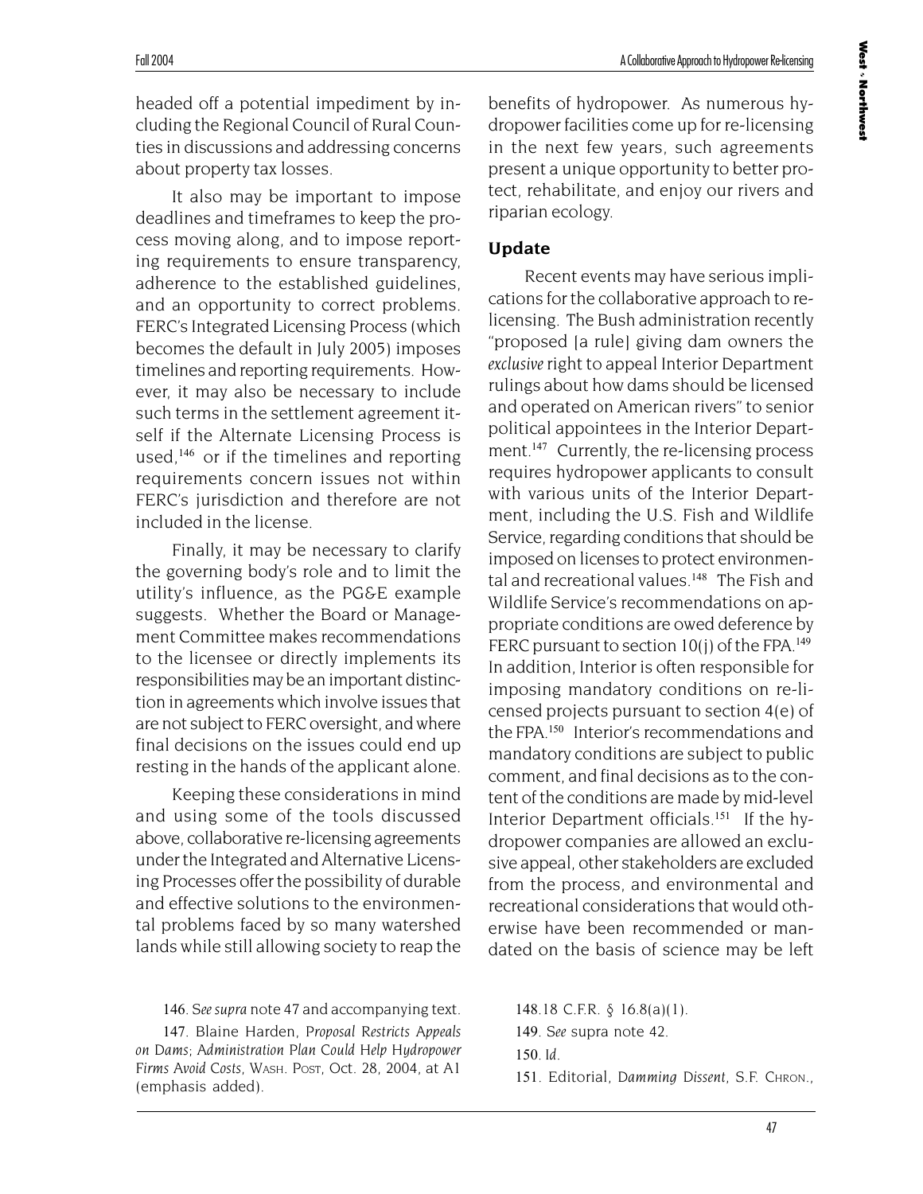headed off a potential impediment by including the Regional Council of Rural Counties in discussions and addressing concerns about property tax losses.

It also may be important to impose deadlines and timeframes to keep the process moving along, and to impose reporting requirements to ensure transparency, adherence to the established guidelines, and an opportunity to correct problems. FERC's Integrated Licensing Process (which becomes the default in July 2005) imposes timelines and reporting requirements. However, it may also be necessary to include such terms in the settlement agreement itself if the Alternate Licensing Process is used,[146] or if the timelines and reporting requirements concern issues not within FERC's jurisdiction and therefore are not included in the license.

Finally, it may be necessary to clarify the governing body's role and to limit the utility's influence, as the PG&E example suggests. Whether the Board or Management Committee makes recommendations to the licensee or directly implements its responsibilities may be an important distinction in agreements which involve issues that are not subject to FERC oversight, and where final decisions on the issues could end up resting in the hands of the applicant alone.

Keeping these considerations in mind and using some of the tools discussed above, collaborative re-licensing agreements under the Integrated and Alternative Licensing Processes offer the possibility of durable and effective solutions to the environmental problems faced by so many watershed lands while still allowing society to reap the benefits of hydropower. As numerous hydropower facilities come up for re-licensing in the next few years, such agreements present a unique opportunity to better protect, rehabilitate, and enjoy our rivers and riparian ecology.

## Update

Recent events may have serious implications for the collaborative approach to re-licensing. The Bush administration recently "proposed [a rule] giving dam owners the *exclusive* right to appeal Interior Department rulings about how dams should be licensed and operated on American rivers" to senior political appointees in the Interior Department.[147] Currently, the re-licensing process requires hydropower applicants to consult with various units of the Interior Department, including the U.S. Fish and Wildlife Service, regarding conditions that should be imposed on licenses to protect environmental and recreational values.[148] The Fish and Wildlife Service's recommendations on appropriate conditions are owed deference by FERC pursuant to section 10(j) of the FPA.[149] In addition, Interior is often responsible for imposing mandatory conditions on re-licensed projects pursuant to section 4(e) of the FPA.[150] Interior's recommendations and mandatory conditions are subject to public comment, and final decisions as to the content of the conditions are made by mid-level Interior Department officials.[151] If the hydropower companies are allowed an exclusive appeal, other stakeholders are excluded from the process, and environmental and recreational considerations that would otherwise have been recommended or mandated on the basis of science may be left

146. *See supra* note 47 and accompanying text.

147. Blaine Harden, *Proposal Restricts Appeals on Dams; Administration Plan Could Help Hydropower Firms Avoid Costs*, WASH. POST, Oct. 28, 2004, at A1 (emphasis added).

148. 18 C.F.R. § 16.8(a)(1).

149. *See* supra note 42.

150. *Id.*

151. Editorial, *Damming Dissent*, S.F. CHRON.,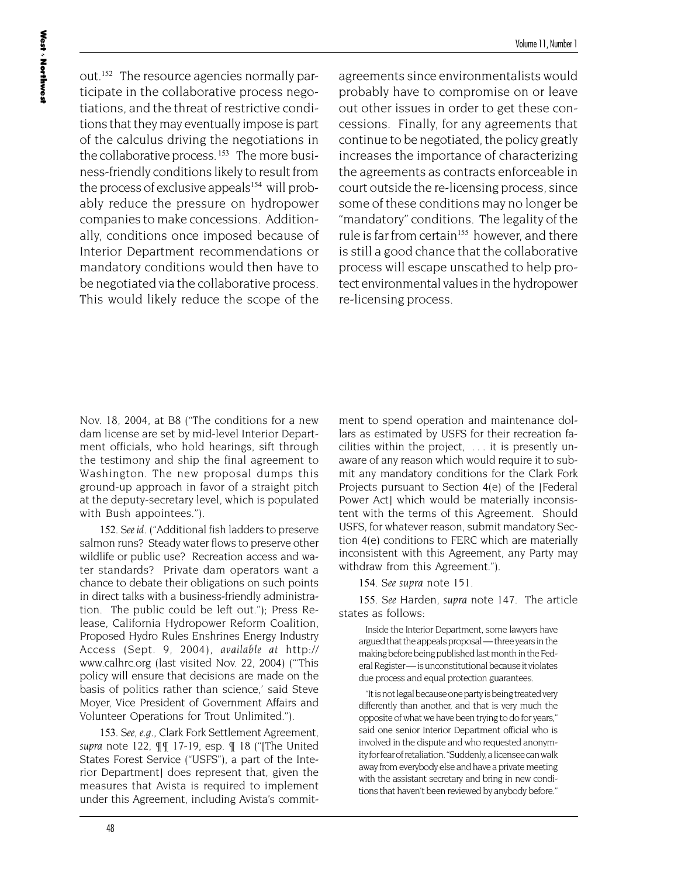out.[152] The resource agencies normally participate in the collaborative process negotiations, and the threat of restrictive conditions that they may eventually impose is part of the calculus driving the negotiations in the collaborative process.[153] The more business-friendly conditions likely to result from the process of exclusive appeals[154] will probably reduce the pressure on hydropower companies to make concessions. Additionally, conditions once imposed because of Interior Department recommendations or mandatory conditions would then have to be negotiated via the collaborative process. This would likely reduce the scope of the agreements since environmentalists would probably have to compromise on or leave out other issues in order to get these concessions. Finally, for any agreements that continue to be negotiated, the policy greatly increases the importance of characterizing the agreements as contracts enforceable in court outside the re-licensing process, since some of these conditions may no longer be "mandatory" conditions. The legality of the rule is far from certain[155] however, and there is still a good chance that the collaborative process will escape unscathed to help protect environmental values in the hydropower re-licensing process.

---

Nov. 18, 2004, at B8 ("The conditions for a new dam license are set by mid-level Interior Department officials, who hold hearings, sift through the testimony and ship the final agreement to Washington. The new proposal dumps this ground-up approach in favor of a straight pitch at the deputy-secretary level, which is populated with Bush appointees.").

152. *See id.* ("Additional fish ladders to preserve salmon runs? Steady water flows to preserve other wildlife or public use? Recreation access and water standards? Private dam operators want a chance to debate their obligations on such points in direct talks with a business-friendly administration. The public could be left out."); Press Release, California Hydropower Reform Coalition, Proposed Hydro Rules Enshrines Energy Industry Access (Sept. 9, 2004), *available at* http://www.calhrc.org (last visited Nov. 22, 2004) ("'This policy will ensure that decisions are made on the basis of politics rather than science,' said Steve Moyer, Vice President of Government Affairs and Volunteer Operations for Trout Unlimited.").

153. *See, e.g.*, Clark Fork Settlement Agreement, *supra* note 122, ¶¶ 17-19, esp. ¶ 18 ("[The United States Forest Service ("USFS"), a part of the Interior Department] does represent that, given the measures that Avista is required to implement under this Agreement, including Avista's commitment to spend operation and maintenance dollars as estimated by USFS for their recreation facilities within the project, . . . it is presently unaware of any reason which would require it to submit any mandatory conditions for the Clark Fork Projects pursuant to Section 4(e) of the [Federal Power Act] which would be materially inconsistent with the terms of this Agreement. Should USFS, for whatever reason, submit mandatory Section 4(e) conditions to FERC which are materially inconsistent with this Agreement, any Party may withdraw from this Agreement.").

154. *See supra* note 151.

155. *See* Harden, *supra* note 147. The article states as follows:

> Inside the Interior Department, some lawyers have argued that the appeals proposal — three years in the making before being published last month in the Federal Register — is unconstitutional because it violates due process and equal protection guarantees.
>
> "It is not legal because one party is being treated very differently than another, and that is very much the opposite of what we have been trying to do for years," said one senior Interior Department official who is involved in the dispute and who requested anonymity for fear of retaliation. "Suddenly, a licensee can walk away from everybody else and have a private meeting with the assistant secretary and bring in new conditions that haven't been reviewed by anybody before."